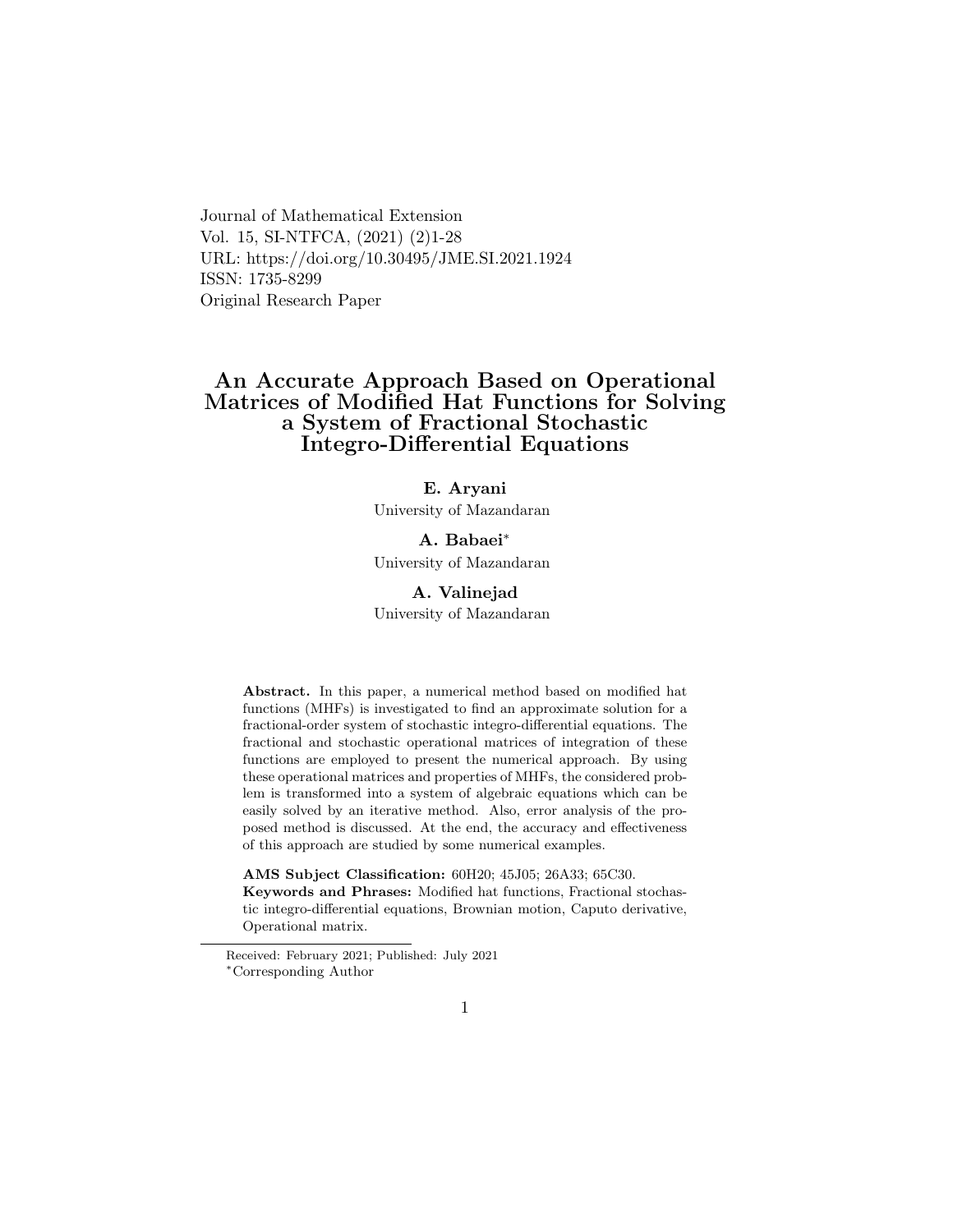Journal of Mathematical Extension
Vol. 15, SI-NTFCA, (2021) (2)1-28
URL: https://doi.org/10.30495/JME.SI.2021.1924
ISSN: 1735-8299
Original Research Paper

# An Accurate Approach Based on Operational Matrices of Modified Hat Functions for Solving a System of Fractional Stochastic Integro-Differential Equations

**E. Aryani**
University of Mazandaran

**A. Babaei**[*]
University of Mazandaran

**A. Valinejad**
University of Mazandaran

**Abstract.** In this paper, a numerical method based on modified hat functions (MHFs) is investigated to find an approximate solution for a fractional-order system of stochastic integro-differential equations. The fractional and stochastic operational matrices of integration of these functions are employed to present the numerical approach. By using these operational matrices and properties of MHFs, the considered problem is transformed into a system of algebraic equations which can be easily solved by an iterative method. Also, error analysis of the proposed method is discussed. At the end, the accuracy and effectiveness of this approach are studied by some numerical examples.

**AMS Subject Classification:** 60H20; 45J05; 26A33; 65C30.
**Keywords and Phrases:** Modified hat functions, Fractional stochastic integro-differential equations, Brownian motion, Caputo derivative, Operational matrix.

Received: February 2021; Published: July 2021
[*]Corresponding Author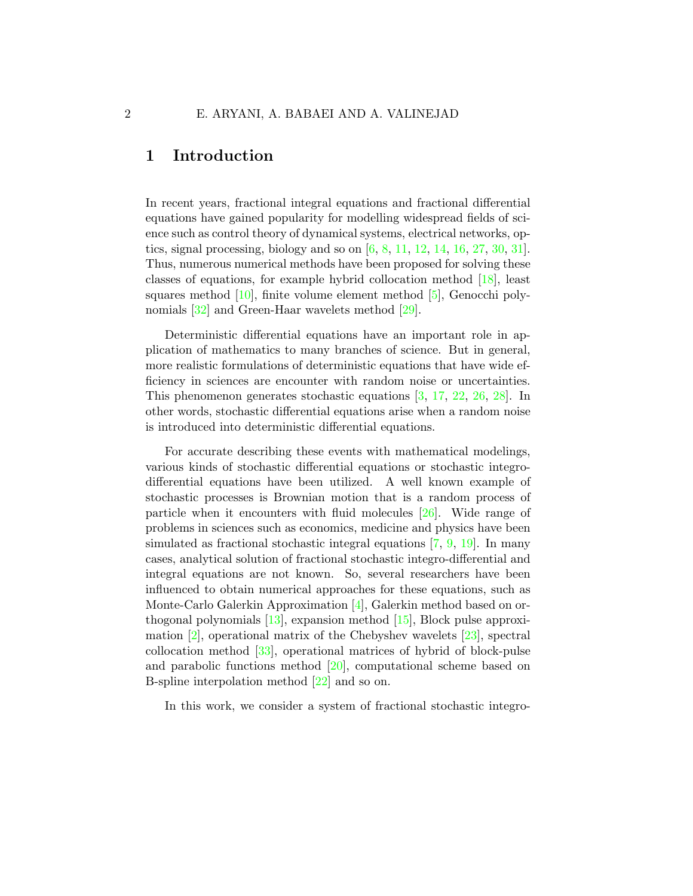## 1 Introduction

In recent years, fractional integral equations and fractional differential equations have gained popularity for modelling widespread fields of science such as control theory of dynamical systems, electrical networks, optics, signal processing, biology and so on [6, 8, 11, 12, 14, 16, 27, 30, 31]. Thus, numerous numerical methods have been proposed for solving these classes of equations, for example hybrid collocation method [18], least squares method [10], finite volume element method [5], Genocchi polynomials [32] and Green-Haar wavelets method [29].

Deterministic differential equations have an important role in application of mathematics to many branches of science. But in general, more realistic formulations of deterministic equations that have wide efficiency in sciences are encounter with random noise or uncertainties. This phenomenon generates stochastic equations [3, 17, 22, 26, 28]. In other words, stochastic differential equations arise when a random noise is introduced into deterministic differential equations.

For accurate describing these events with mathematical modelings, various kinds of stochastic differential equations or stochastic integro-differential equations have been utilized. A well known example of stochastic processes is Brownian motion that is a random process of particle when it encounters with fluid molecules [26]. Wide range of problems in sciences such as economics, medicine and physics have been simulated as fractional stochastic integral equations [7, 9, 19]. In many cases, analytical solution of fractional stochastic integro-differential and integral equations are not known. So, several researchers have been influenced to obtain numerical approaches for these equations, such as Monte-Carlo Galerkin Approximation [4], Galerkin method based on orthogonal polynomials [13], expansion method [15], Block pulse approximation [2], operational matrix of the Chebyshev wavelets [23], spectral collocation method [33], operational matrices of hybrid of block-pulse and parabolic functions method [20], computational scheme based on B-spline interpolation method [22] and so on.

In this work, we consider a system of fractional stochastic integro-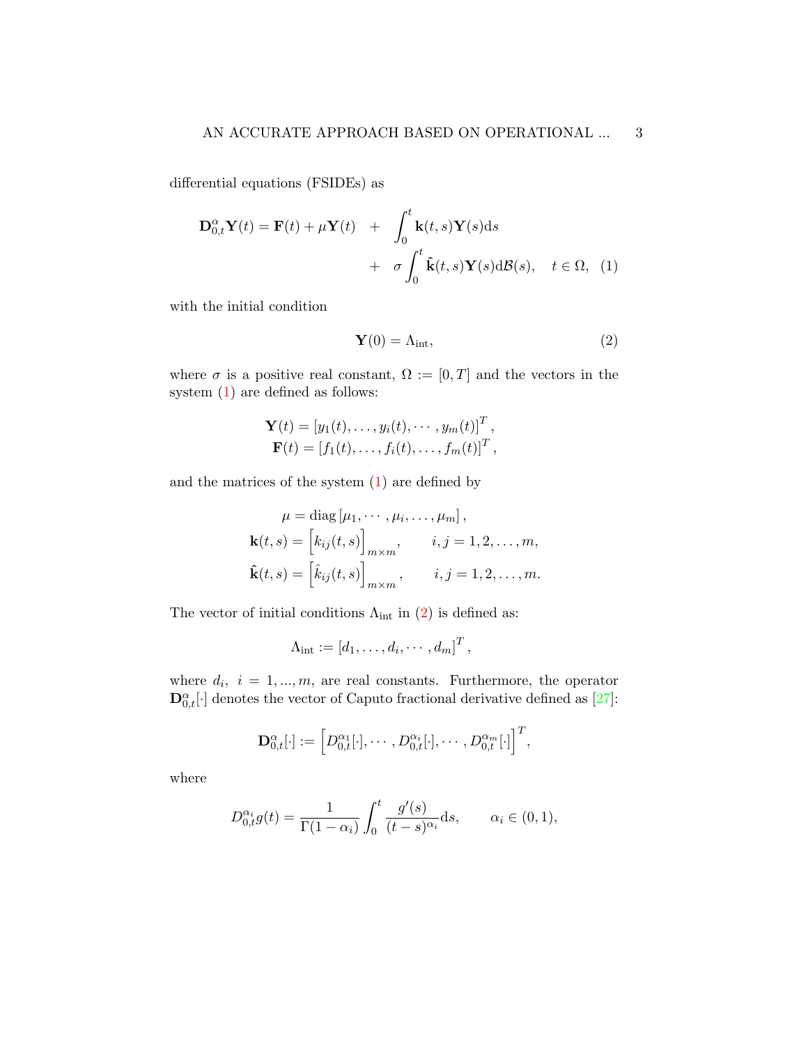differential equations (FSIDEs) as

$$
\begin{aligned}
\mathbf{D}_{0,t}^{\alpha}\mathbf{Y}(t) = \mathbf{F}(t) + \mu\mathbf{Y}(t) \quad &+ \quad \int_0^t \mathbf{k}(t,s)\mathbf{Y}(s)\mathrm{d}s \\
&+ \quad \sigma\int_0^t \hat{\mathbf{k}}(t,s)\mathbf{Y}(s)\mathrm{d}\mathcal{B}(s), \quad t \in \Omega, \quad (1)
\end{aligned}
$$

with the initial condition

$$
\mathbf{Y}(0) = \Lambda_{\text{int}}, \tag{2}
$$

where $\sigma$ is a positive real constant, $\Omega := [0, T]$ and the vectors in the system (1) are defined as follows:

$$
\begin{aligned}
\mathbf{Y}(t) &= [y_1(t), \ldots, y_i(t), \cdots, y_m(t)]^T, \\
\mathbf{F}(t) &= [f_1(t), \ldots, f_i(t), \ldots, f_m(t)]^T,
\end{aligned}
$$

and the matrices of the system (1) are defined by

$$
\begin{aligned}
\mu &= \operatorname{diag}[\mu_1, \cdots, \mu_i, \ldots, \mu_m], \\
\mathbf{k}(t,s) &= \Big[k_{ij}(t,s)\Big]_{m\times m}, \qquad i,j = 1,2,\ldots,m, \\
\hat{\mathbf{k}}(t,s) &= \Big[\hat{k}_{ij}(t,s)\Big]_{m\times m}, \qquad i,j = 1,2,\ldots,m.
\end{aligned}
$$

The vector of initial conditions $\Lambda_{\text{int}}$ in (2) is defined as:

$$
\Lambda_{\text{int}} := [d_1, \ldots, d_i, \cdots, d_m]^T,
$$

where $d_i,\ i = 1, ..., m$, are real constants. Furthermore, the operator $\mathbf{D}_{0,t}^{\alpha}[\cdot]$ denotes the vector of Caputo fractional derivative defined as [27]:

$$
\mathbf{D}_{0,t}^{\alpha}[\cdot] := \Big[D_{0,t}^{\alpha_1}[\cdot], \cdots, D_{0,t}^{\alpha_i}[\cdot], \cdots, D_{0,t}^{\alpha_m}[\cdot]\Big]^T,
$$

where

$$
D_{0,t}^{\alpha_i} g(t) = \frac{1}{\Gamma(1-\alpha_i)}\int_0^t \frac{g'(s)}{(t-s)^{\alpha_i}}\mathrm{d}s, \qquad \alpha_i \in (0,1),
$$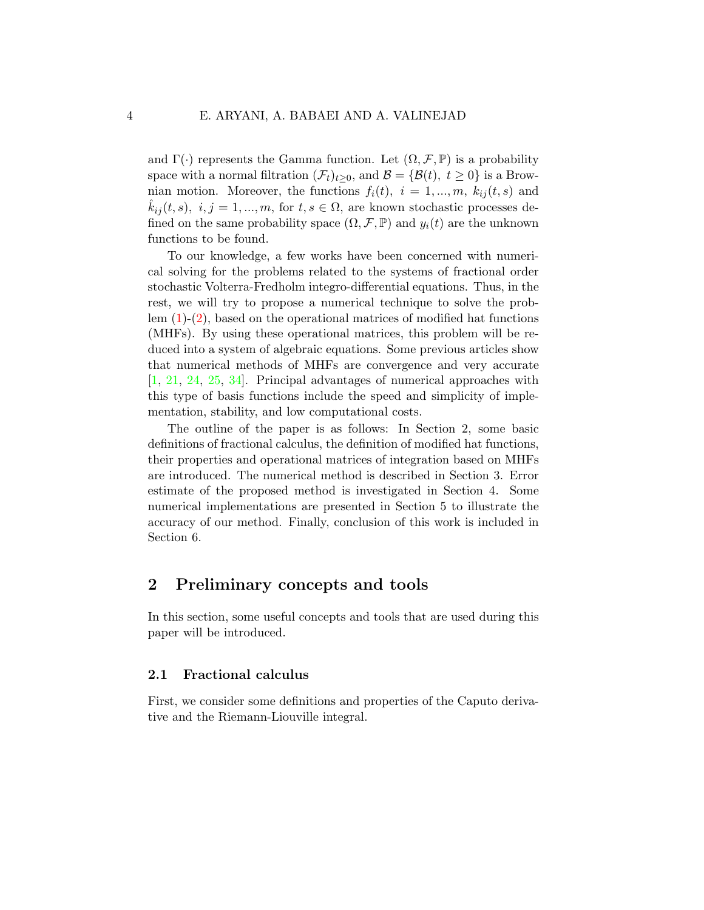and $\Gamma(\cdot)$ represents the Gamma function. Let $(\Omega, \mathcal{F}, \mathbb{P})$ is a probability space with a normal filtration $(\mathcal{F}_t)_{t\geq 0}$, and $\mathcal{B} = \{\mathcal{B}(t),\ t \geq 0\}$ is a Brownian motion. Moreover, the functions $f_i(t),\ i = 1, ..., m,\ k_{ij}(t, s)$ and $\hat{k}_{ij}(t, s),\ i, j = 1, ..., m$, for $t, s \in \Omega$, are known stochastic processes defined on the same probability space $(\Omega, \mathcal{F}, \mathbb{P})$ and $y_i(t)$ are the unknown functions to be found.

To our knowledge, a few works have been concerned with numerical solving for the problems related to the systems of fractional order stochastic Volterra-Fredholm integro-differential equations. Thus, in the rest, we will try to propose a numerical technique to solve the problem (1)-(2), based on the operational matrices of modified hat functions (MHFs). By using these operational matrices, this problem will be reduced into a system of algebraic equations. Some previous articles show that numerical methods of MHFs are convergence and very accurate [1, 21, 24, 25, 34]. Principal advantages of numerical approaches with this type of basis functions include the speed and simplicity of implementation, stability, and low computational costs.

The outline of the paper is as follows: In Section 2, some basic definitions of fractional calculus, the definition of modified hat functions, their properties and operational matrices of integration based on MHFs are introduced. The numerical method is described in Section 3. Error estimate of the proposed method is investigated in Section 4. Some numerical implementations are presented in Section 5 to illustrate the accuracy of our method. Finally, conclusion of this work is included in Section 6.

## 2 Preliminary concepts and tools

In this section, some useful concepts and tools that are used during this paper will be introduced.

### 2.1 Fractional calculus

First, we consider some definitions and properties of the Caputo derivative and the Riemann-Liouville integral.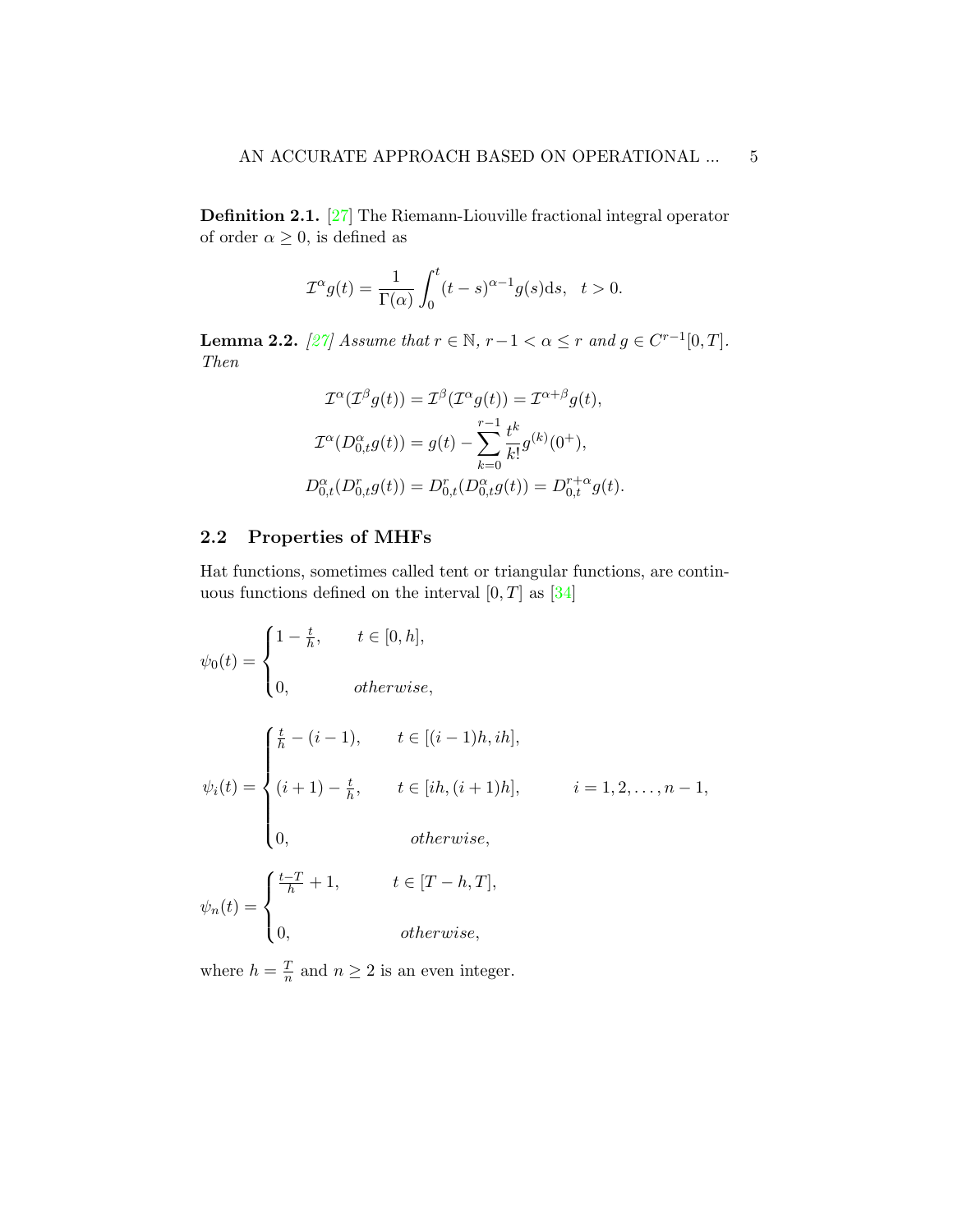**Definition 2.1.** [27] The Riemann-Liouville fractional integral operator of order $\alpha \geq 0$, is defined as

$$\mathcal{I}^{\alpha} g(t) = \frac{1}{\Gamma(\alpha)} \int_0^t (t-s)^{\alpha-1} g(s) \mathrm{d}s, \quad t > 0.$$

**Lemma 2.2.** *[27] Assume that $r \in \mathbb{N}$, $r-1 < \alpha \leq r$ and $g \in C^{r-1}[0,T]$. Then*

$$\mathcal{I}^{\alpha}(\mathcal{I}^{\beta} g(t)) = \mathcal{I}^{\beta}(\mathcal{I}^{\alpha} g(t)) = \mathcal{I}^{\alpha+\beta} g(t),$$

$$\mathcal{I}^{\alpha}(D_{0,t}^{\alpha} g(t)) = g(t) - \sum_{k=0}^{r-1} \frac{t^k}{k!} g^{(k)}(0^+),$$

$$D_{0,t}^{\alpha}(D_{0,t}^{r} g(t)) = D_{0,t}^{r}(D_{0,t}^{\alpha} g(t)) = D_{0,t}^{r+\alpha} g(t).$$

## 2.2 Properties of MHFs

Hat functions, sometimes called tent or triangular functions, are continuous functions defined on the interval $[0,T]$ as [34]

$$\psi_0(t) = \begin{cases} 1 - \frac{t}{h}, & t \in [0,h], \\ 0, & otherwise, \end{cases}$$

$$\psi_i(t) = \begin{cases} \frac{t}{h} - (i-1), & t \in [(i-1)h, ih], \\ (i+1) - \frac{t}{h}, & t \in [ih, (i+1)h], \qquad i = 1, 2, \ldots, n-1, \\ 0, & otherwise, \end{cases}$$

$$\psi_n(t) = \begin{cases} \frac{t-T}{h} + 1, & t \in [T-h, T], \\ 0, & otherwise, \end{cases}$$

where $h = \frac{T}{n}$ and $n \geq 2$ is an even integer.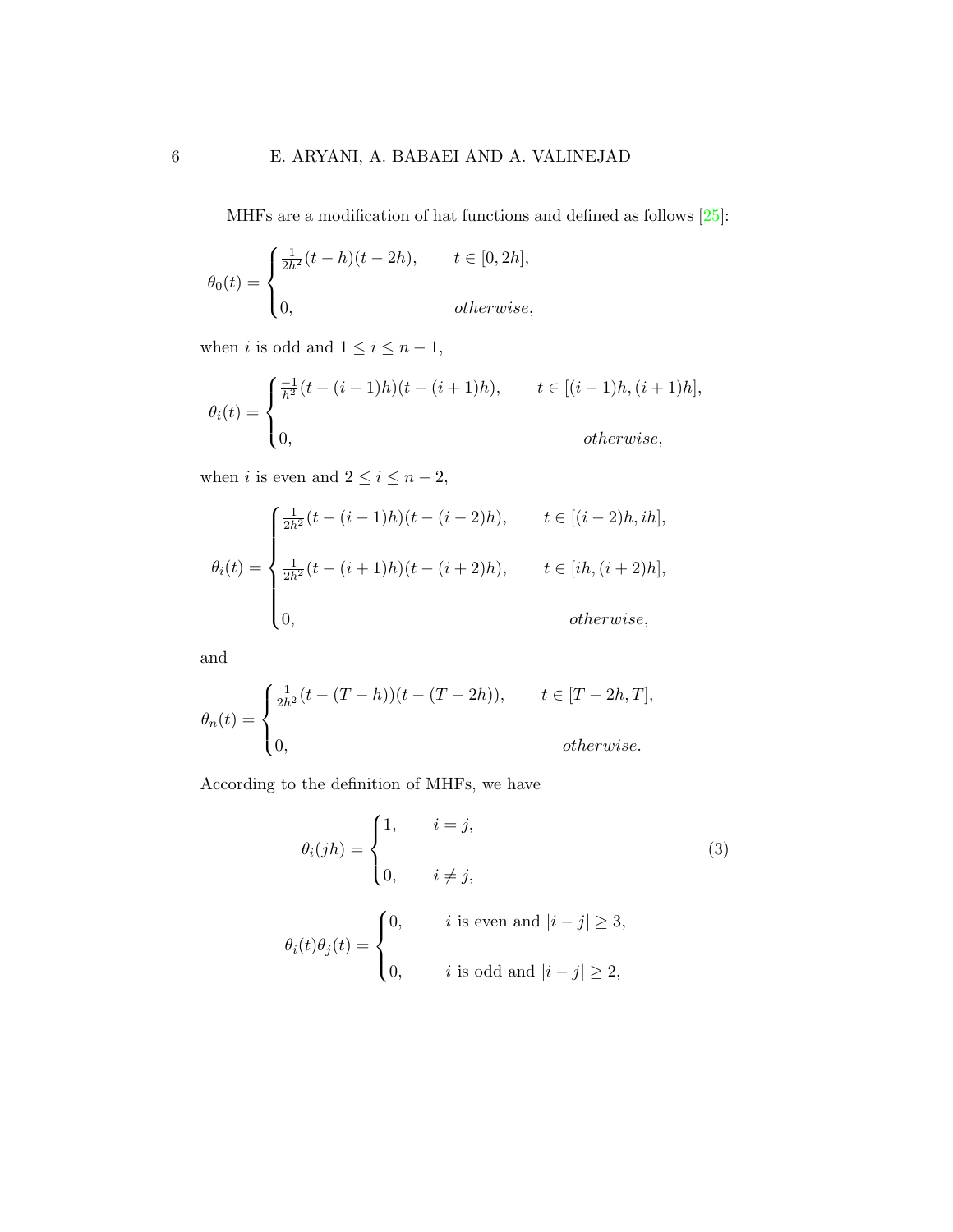MHFs are a modification of hat functions and defined as follows [25]:

$$
\theta_0(t) = \begin{cases} \frac{1}{2h^2}(t-h)(t-2h), & t \in [0, 2h], \\ \\ 0, & otherwise, \end{cases}
$$

when $i$ is odd and $1 \leq i \leq n-1$,

$$
\theta_i(t) = \begin{cases} \frac{-1}{h^2}(t-(i-1)h)(t-(i+1)h), & t \in [(i-1)h, (i+1)h], \\ \\ 0, & otherwise, \end{cases}
$$

when $i$ is even and $2 \leq i \leq n-2$,

$$
\theta_i(t) = \begin{cases} \frac{1}{2h^2}(t-(i-1)h)(t-(i-2)h), & t \in [(i-2)h, ih], \\ \\ \frac{1}{2h^2}(t-(i+1)h)(t-(i+2)h), & t \in [ih, (i+2)h], \\ \\ 0, & otherwise, \end{cases}
$$

and

$$
\theta_n(t) = \begin{cases} \frac{1}{2h^2}(t-(T-h))(t-(T-2h)), & t \in [T-2h, T], \\ \\ 0, & otherwise. \end{cases}
$$

According to the definition of MHFs, we have

$$
\theta_i(jh) = \begin{cases} 1, & i = j, \\ \\ 0, & i \neq j, \end{cases} \tag{3}
$$

$$
\theta_i(t)\theta_j(t) = \begin{cases} 0, & i \text{ is even and } |i-j| \geq 3, \\ \\ 0, & i \text{ is odd and } |i-j| \geq 2, \end{cases}
$$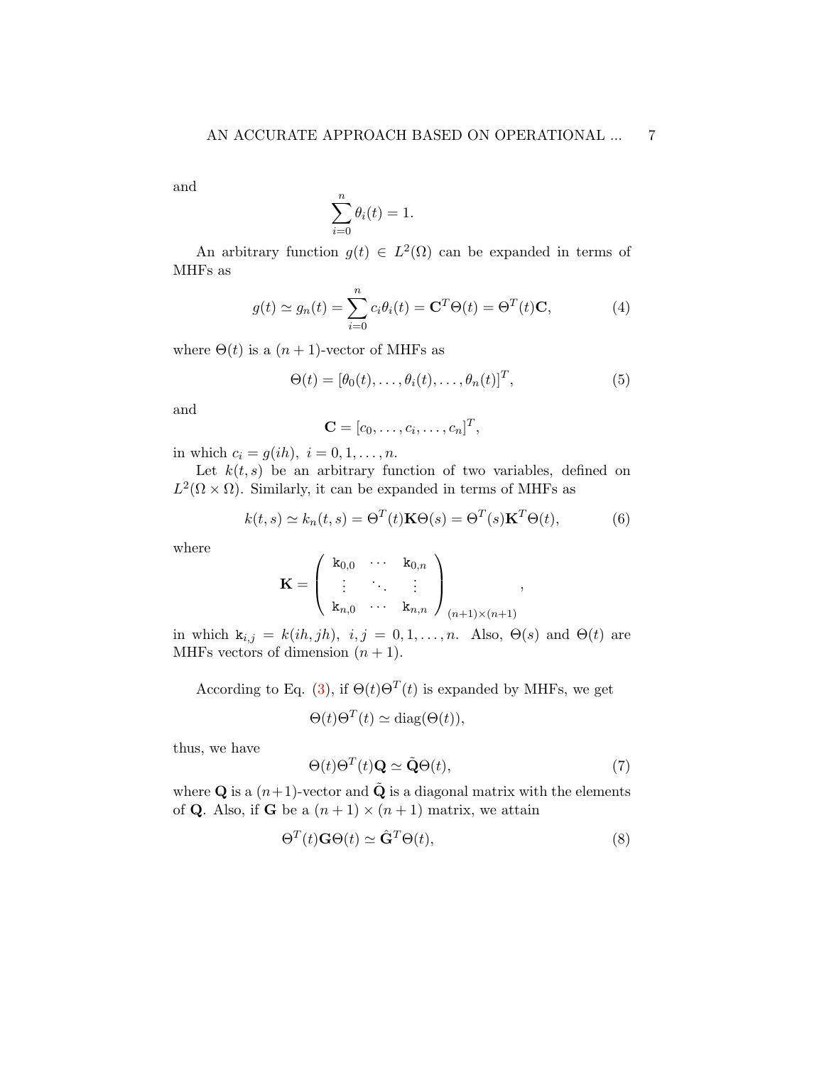and

$$\sum_{i=0}^{n} \theta_i(t) = 1.$$

An arbitrary function $g(t) \in L^2(\Omega)$ can be expanded in terms of MHFs as

$$g(t) \simeq g_n(t) = \sum_{i=0}^{n} c_i \theta_i(t) = \mathbf{C}^T \Theta(t) = \Theta^T(t)\mathbf{C}, \tag{4}$$

where $\Theta(t)$ is a $(n+1)$-vector of MHFs as

$$\Theta(t) = [\theta_0(t), \ldots, \theta_i(t), \ldots, \theta_n(t)]^T, \tag{5}$$

and

$$\mathbf{C} = [c_0, \ldots, c_i, \ldots, c_n]^T,$$

in which $c_i = g(ih),\ i = 0, 1, \ldots, n$.

Let $k(t,s)$ be an arbitrary function of two variables, defined on $L^2(\Omega \times \Omega)$. Similarly, it can be expanded in terms of MHFs as

$$k(t,s) \simeq k_n(t,s) = \Theta^T(t)\mathbf{K}\Theta(s) = \Theta^T(s)\mathbf{K}^T\Theta(t), \tag{6}$$

where

$$\mathbf{K} = \begin{pmatrix} \mathtt{k}_{0,0} & \cdots & \mathtt{k}_{0,n} \\ \vdots & \ddots & \vdots \\ \mathtt{k}_{n,0} & \cdots & \mathtt{k}_{n,n} \end{pmatrix}_{(n+1)\times(n+1)},$$

in which $\mathtt{k}_{i,j} = k(ih, jh),\ i,j = 0, 1, \ldots, n$. Also, $\Theta(s)$ and $\Theta(t)$ are MHFs vectors of dimension $(n+1)$.

According to Eq. (3), if $\Theta(t)\Theta^T(t)$ is expanded by MHFs, we get

$$\Theta(t)\Theta^T(t) \simeq \mathrm{diag}(\Theta(t)),$$

thus, we have

$$\Theta(t)\Theta^T(t)\mathbf{Q} \simeq \tilde{\mathbf{Q}}\Theta(t), \tag{7}$$

where $\mathbf{Q}$ is a $(n+1)$-vector and $\tilde{\mathbf{Q}}$ is a diagonal matrix with the elements of $\mathbf{Q}$. Also, if $\mathbf{G}$ be a $(n+1) \times (n+1)$ matrix, we attain

$$\Theta^T(t)\mathbf{G}\Theta(t) \simeq \hat{\mathbf{G}}^T\Theta(t), \tag{8}$$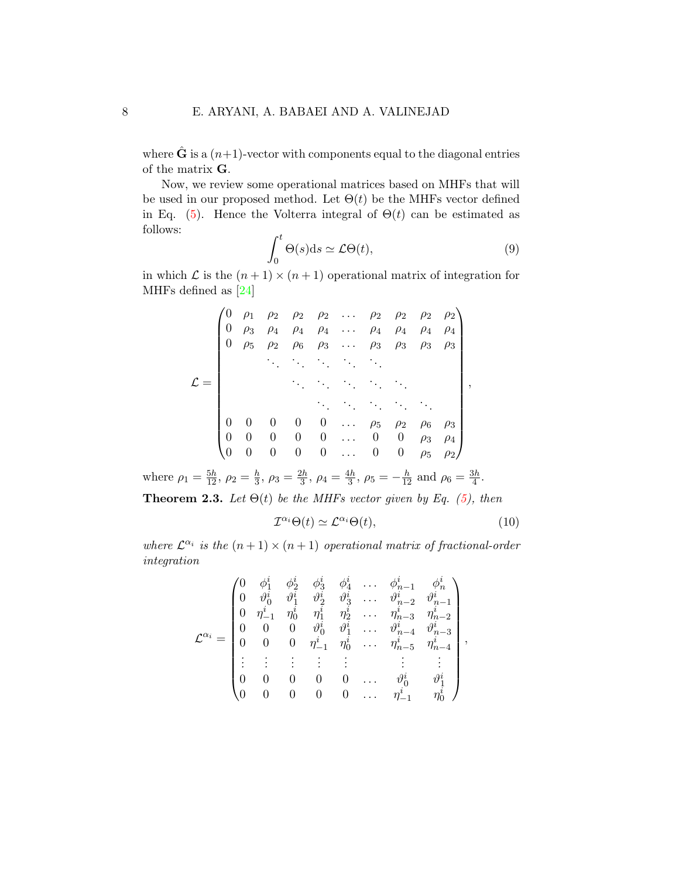where $\hat{\mathbf{G}}$ is a $(n+1)$-vector with components equal to the diagonal entries of the matrix $\mathbf{G}$.

Now, we review some operational matrices based on MHFs that will be used in our proposed method. Let $\Theta(t)$ be the MHFs vector defined in Eq. (5). Hence the Volterra integral of $\Theta(t)$ can be estimated as follows:

$$\int_0^t \Theta(s)\mathrm{d}s \simeq \mathcal{L}\Theta(t), \tag{9}$$

in which $\mathcal{L}$ is the $(n+1)\times(n+1)$ operational matrix of integration for MHFs defined as [24]

$$\mathcal{L} = \begin{pmatrix} 0 & \rho_1 & \rho_2 & \rho_2 & \rho_2 & \cdots & \rho_2 & \rho_2 & \rho_2 & \rho_2 \\ 0 & \rho_3 & \rho_4 & \rho_4 & \rho_4 & \cdots & \rho_4 & \rho_4 & \rho_4 & \rho_4 \\ 0 & \rho_5 & \rho_2 & \rho_6 & \rho_3 & \cdots & \rho_3 & \rho_3 & \rho_3 & \rho_3 \\ & & \ddots & \ddots & \ddots & \ddots & \ddots & & & \\ & & & \ddots & \ddots & \ddots & \ddots & \ddots & & \\ & & & & \ddots & \ddots & \ddots & \ddots & \ddots & \\ 0 & 0 & 0 & 0 & 0 & \cdots & \rho_5 & \rho_2 & \rho_6 & \rho_3 \\ 0 & 0 & 0 & 0 & 0 & \cdots & 0 & 0 & \rho_3 & \rho_4 \\ 0 & 0 & 0 & 0 & 0 & \cdots & 0 & 0 & \rho_5 & \rho_2 \end{pmatrix},$$

where $\rho_1 = \frac{5h}{12}$, $\rho_2 = \frac{h}{3}$, $\rho_3 = \frac{2h}{3}$, $\rho_4 = \frac{4h}{3}$, $\rho_5 = -\frac{h}{12}$ and $\rho_6 = \frac{3h}{4}$.

**Theorem 2.3.** *Let $\Theta(t)$ be the MHFs vector given by Eq. (5), then*

$$\mathcal{I}^{\alpha_i}\Theta(t) \simeq \mathcal{L}^{\alpha_i}\Theta(t), \tag{10}$$

*where $\mathcal{L}^{\alpha_i}$ is the $(n+1)\times(n+1)$ operational matrix of fractional-order integration*

$$\mathcal{L}^{\alpha_i} = \begin{pmatrix} 0 & \phi_1^i & \phi_2^i & \phi_3^i & \phi_4^i & \cdots & \phi_{n-1}^i & \phi_n^i \\ 0 & \vartheta_0^i & \vartheta_1^i & \vartheta_2^i & \vartheta_3^i & \cdots & \vartheta_{n-2}^i & \vartheta_{n-1}^i \\ 0 & \eta_{-1}^i & \eta_0^i & \eta_1^i & \eta_2^i & \cdots & \eta_{n-3}^i & \eta_{n-2}^i \\ 0 & 0 & 0 & \vartheta_0^i & \vartheta_1^i & \cdots & \vartheta_{n-4}^i & \vartheta_{n-3}^i \\ 0 & 0 & 0 & \eta_{-1}^i & \eta_0^i & \cdots & \eta_{n-5}^i & \eta_{n-4}^i \\ \vdots & \vdots & \vdots & \vdots & \vdots & & \vdots & \vdots \\ 0 & 0 & 0 & 0 & 0 & \cdots & \vartheta_0^i & \vartheta_1^i \\ 0 & 0 & 0 & 0 & 0 & \cdots & \eta_{-1}^i & \eta_0^i \end{pmatrix},$$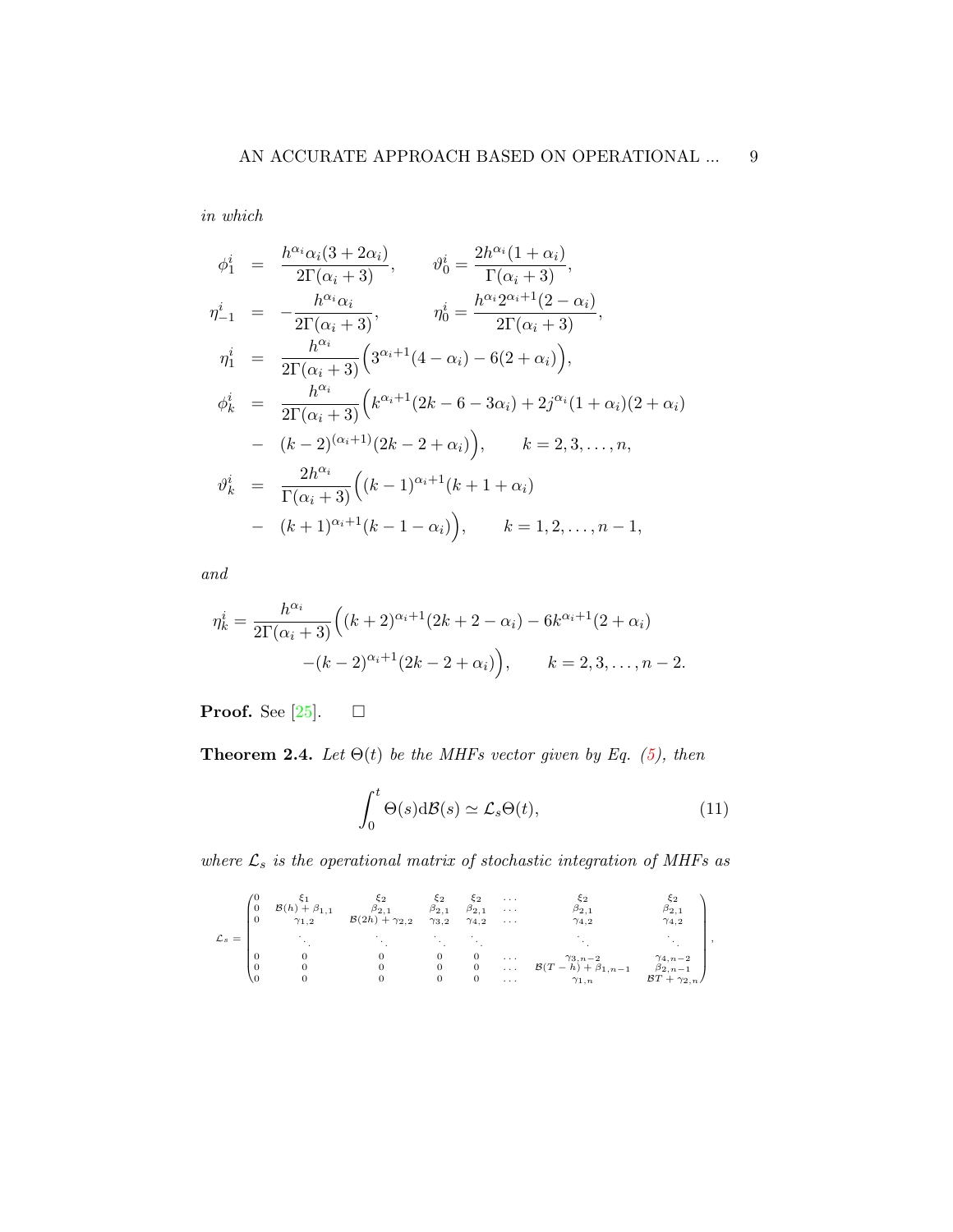*in which*

$$
\begin{aligned}
\phi_1^i &= \frac{h^{\alpha_i}\alpha_i(3+2\alpha_i)}{2\Gamma(\alpha_i+3)}, \qquad \vartheta_0^i = \frac{2h^{\alpha_i}(1+\alpha_i)}{\Gamma(\alpha_i+3)},\\
\eta_{-1}^i &= -\frac{h^{\alpha_i}\alpha_i}{2\Gamma(\alpha_i+3)}, \qquad \eta_0^i = \frac{h^{\alpha_i}2^{\alpha_i+1}(2-\alpha_i)}{2\Gamma(\alpha_i+3)},\\
\eta_1^i &= \frac{h^{\alpha_i}}{2\Gamma(\alpha_i+3)}\Big(3^{\alpha_i+1}(4-\alpha_i)-6(2+\alpha_i)\Big),\\
\phi_k^i &= \frac{h^{\alpha_i}}{2\Gamma(\alpha_i+3)}\Big(k^{\alpha_i+1}(2k-6-3\alpha_i)+2j^{\alpha_i}(1+\alpha_i)(2+\alpha_i)\\
&- (k-2)^{(\alpha_i+1)}(2k-2+\alpha_i)\Big), \qquad k=2,3,\ldots,n,\\
\vartheta_k^i &= \frac{2h^{\alpha_i}}{\Gamma(\alpha_i+3)}\Big((k-1)^{\alpha_i+1}(k+1+\alpha_i)\\
&- (k+1)^{\alpha_i+1}(k-1-\alpha_i)\Big), \qquad k=1,2,\ldots,n-1,
\end{aligned}
$$

*and*

$$
\begin{aligned}
\eta_k^i = \frac{h^{\alpha_i}}{2\Gamma(\alpha_i+3)}\Big((k+2)^{\alpha_i+1}(2k+2-\alpha_i)-6k^{\alpha_i+1}(2+\alpha_i)\\
-(k-2)^{\alpha_i+1}(2k-2+\alpha_i)\Big), \qquad k=2,3,\ldots,n-2.
\end{aligned}
$$

**Proof.** See [25]. $\square$

**Theorem 2.4.** *Let $\Theta(t)$ be the MHFs vector given by Eq. (5), then*

$$
\int_0^t \Theta(s)\mathrm{d}\mathcal{B}(s) \simeq \mathcal{L}_s\Theta(t), \tag{11}
$$

*where $\mathcal{L}_s$ is the operational matrix of stochastic integration of MHFs as*

$$
\mathcal{L}_s = \begin{pmatrix}
0 & \xi_1 & \xi_2 & \xi_2 & \xi_2 & \ldots & \xi_2 & \xi_2\\
0 & \mathcal{B}(h)+\beta_{1,1} & \beta_{2,1} & \beta_{2,1} & \beta_{2,1} & \ldots & \beta_{2,1} & \beta_{2,1}\\
0 & \gamma_{1,2} & \mathcal{B}(2h)+\gamma_{2,2} & \gamma_{3,2} & \gamma_{4,2} & \ldots & \gamma_{4,2} & \gamma_{4,2}\\
 & \ddots & \ddots & \ddots & \ddots & & \ddots & \ddots\\
0 & 0 & 0 & 0 & 0 & \ldots & \gamma_{3,n-2} & \gamma_{4,n-2}\\
0 & 0 & 0 & 0 & 0 & \ldots & \mathcal{B}(T-h)+\beta_{1,n-1} & \beta_{2,n-1}\\
0 & 0 & 0 & 0 & 0 & \ldots & \gamma_{1,n} & \mathcal{B}T+\gamma_{2,n}
\end{pmatrix},
$$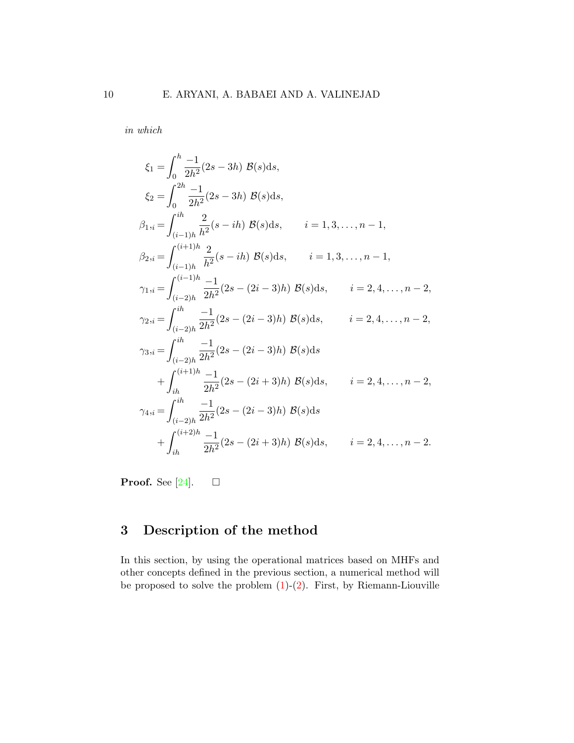*in which*

$$
\begin{aligned}
\xi_1 &= \int_0^h \frac{-1}{2h^2}(2s-3h)\ \mathcal{B}(s)\mathrm{d}s,\\
\xi_2 &= \int_0^{2h} \frac{-1}{2h^2}(2s-3h)\ \mathcal{B}(s)\mathrm{d}s,\\
\beta_{1,i} &= \int_{(i-1)h}^{ih} \frac{2}{h^2}(s-ih)\ \mathcal{B}(s)\mathrm{d}s, \qquad i=1,3,\ldots,n-1,\\
\beta_{2,i} &= \int_{(i-1)h}^{(i+1)h} \frac{2}{h^2}(s-ih)\ \mathcal{B}(s)\mathrm{d}s, \qquad i=1,3,\ldots,n-1,\\
\gamma_{1,i} &= \int_{(i-2)h}^{(i-1)h} \frac{-1}{2h^2}(2s-(2i-3)h)\ \mathcal{B}(s)\mathrm{d}s, \qquad i=2,4,\ldots,n-2,\\
\gamma_{2,i} &= \int_{(i-2)h}^{ih} \frac{-1}{2h^2}(2s-(2i-3)h)\ \mathcal{B}(s)\mathrm{d}s, \qquad i=2,4,\ldots,n-2,\\
\gamma_{3,i} &= \int_{(i-2)h}^{ih} \frac{-1}{2h^2}(2s-(2i-3)h)\ \mathcal{B}(s)\mathrm{d}s\\
&\quad + \int_{ih}^{(i+1)h} \frac{-1}{2h^2}(2s-(2i+3)h)\ \mathcal{B}(s)\mathrm{d}s, \qquad i=2,4,\ldots,n-2,\\
\gamma_{4,i} &= \int_{(i-2)h}^{ih} \frac{-1}{2h^2}(2s-(2i-3)h)\ \mathcal{B}(s)\mathrm{d}s\\
&\quad + \int_{ih}^{(i+2)h} \frac{-1}{2h^2}(2s-(2i+3)h)\ \mathcal{B}(s)\mathrm{d}s, \qquad i=2,4,\ldots,n-2.
\end{aligned}
$$

**Proof.** See [24]. □

## 3 Description of the method

In this section, by using the operational matrices based on MHFs and other concepts defined in the previous section, a numerical method will be proposed to solve the problem (1)-(2). First, by Riemann-Liouville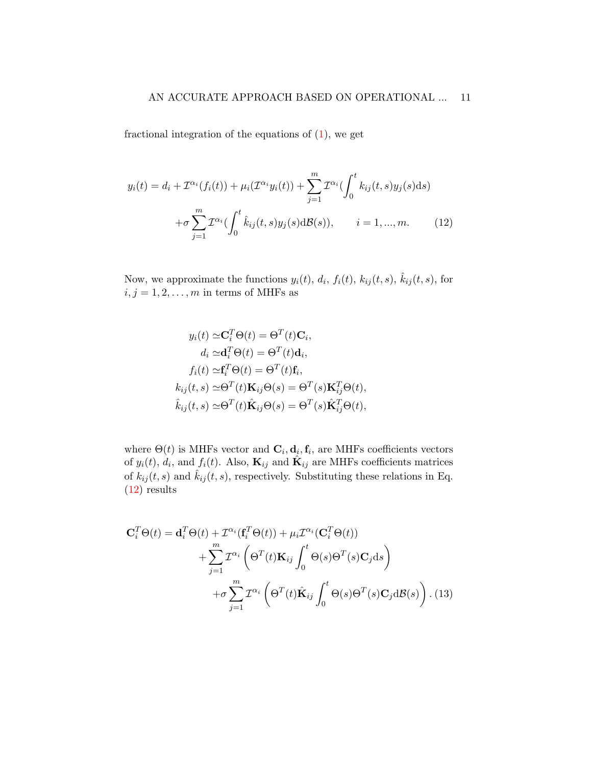fractional integration of the equations of (1), we get

$$
\begin{aligned}
y_i(t) = d_i + \mathcal{I}^{\alpha_i}(f_i(t)) + \mu_i(\mathcal{I}^{\alpha_i} y_i(t)) + \sum_{j=1}^{m} \mathcal{I}^{\alpha_i}\Big(\int_0^t k_{ij}(t,s) y_j(s) \mathrm{d}s\Big) \\
+ \sigma \sum_{j=1}^{m} \mathcal{I}^{\alpha_i}\Big(\int_0^t \hat{k}_{ij}(t,s) y_j(s) \mathrm{d}\mathcal{B}(s)\Big), \qquad i = 1, ..., m. \qquad (12)
\end{aligned}
$$

Now, we approximate the functions $y_i(t)$, $d_i$, $f_i(t)$, $k_{ij}(t,s)$, $\hat{k}_{ij}(t,s)$, for $i, j = 1, 2, \ldots, m$ in terms of MHFs as

$$
\begin{aligned}
y_i(t) &\simeq \mathbf{C}_i^T \Theta(t) = \Theta^T(t) \mathbf{C}_i, \\
d_i &\simeq \mathbf{d}_i^T \Theta(t) = \Theta^T(t) \mathbf{d}_i, \\
f_i(t) &\simeq \mathbf{f}_i^T \Theta(t) = \Theta^T(t) \mathbf{f}_i, \\
k_{ij}(t,s) &\simeq \Theta^T(t) \mathbf{K}_{ij} \Theta(s) = \Theta^T(s) \mathbf{K}_{ij}^T \Theta(t), \\
\hat{k}_{ij}(t,s) &\simeq \Theta^T(t) \hat{\mathbf{K}}_{ij} \Theta(s) = \Theta^T(s) \hat{\mathbf{K}}_{ij}^T \Theta(t),
\end{aligned}
$$

where $\Theta(t)$ is MHFs vector and $\mathbf{C}_i, \mathbf{d}_i, \mathbf{f}_i$, are MHFs coefficients vectors of $y_i(t)$, $d_i$, and $f_i(t)$. Also, $\mathbf{K}_{ij}$ and $\hat{\mathbf{K}}_{ij}$ are MHFs coefficients matrices of $k_{ij}(t,s)$ and $\hat{k}_{ij}(t,s)$, respectively. Substituting these relations in Eq. (12) results

$$
\begin{aligned}
\mathbf{C}_i^T \Theta(t) = \mathbf{d}_i^T \Theta(t) + \mathcal{I}^{\alpha_i}(\mathbf{f}_i^T \Theta(t)) + \mu_i \mathcal{I}^{\alpha_i}(\mathbf{C}_i^T \Theta(t)) \\
+ \sum_{j=1}^{m} \mathcal{I}^{\alpha_i}\left(\Theta^T(t) \mathbf{K}_{ij} \int_0^t \Theta(s) \Theta^T(s) \mathbf{C}_j \mathrm{d}s\right) \\
+ \sigma \sum_{j=1}^{m} \mathcal{I}^{\alpha_i}\left(\Theta^T(t) \hat{\mathbf{K}}_{ij} \int_0^t \Theta(s) \Theta^T(s) \mathbf{C}_j \mathrm{d}\mathcal{B}(s)\right). \ (13)
\end{aligned}
$$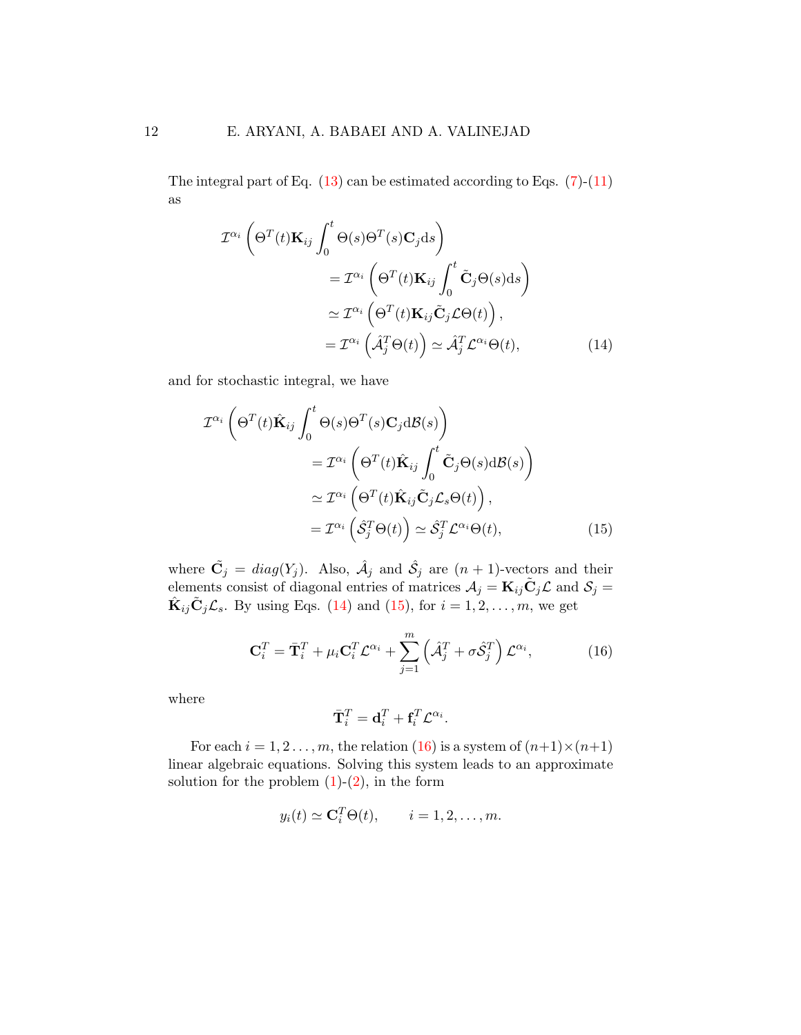The integral part of Eq. (13) can be estimated according to Eqs. (7)-(11) as

$$
\begin{aligned}
\mathcal{I}^{\alpha_i}&\left(\Theta^T(t)\mathbf{K}_{ij}\int_0^t \Theta(s)\Theta^T(s)\mathbf{C}_j \mathrm{d}s\right)\\
&= \mathcal{I}^{\alpha_i}\left(\Theta^T(t)\mathbf{K}_{ij}\int_0^t \tilde{\mathbf{C}}_j \Theta(s)\mathrm{d}s\right)\\
&\simeq \mathcal{I}^{\alpha_i}\left(\Theta^T(t)\mathbf{K}_{ij}\tilde{\mathbf{C}}_j\mathcal{L}\Theta(t)\right),\\
&= \mathcal{I}^{\alpha_i}\left(\hat{\mathcal{A}}_j^T\Theta(t)\right) \simeq \hat{\mathcal{A}}_j^T\mathcal{L}^{\alpha_i}\Theta(t),
\end{aligned}
\tag{14}
$$

and for stochastic integral, we have

$$
\begin{aligned}
\mathcal{I}^{\alpha_i}&\left(\Theta^T(t)\hat{\mathbf{K}}_{ij}\int_0^t \Theta(s)\Theta^T(s)\mathbf{C}_j \mathrm{d}\mathcal{B}(s)\right)\\
&= \mathcal{I}^{\alpha_i}\left(\Theta^T(t)\hat{\mathbf{K}}_{ij}\int_0^t \tilde{\mathbf{C}}_j \Theta(s)\mathrm{d}\mathcal{B}(s)\right)\\
&\simeq \mathcal{I}^{\alpha_i}\left(\Theta^T(t)\hat{\mathbf{K}}_{ij}\tilde{\mathbf{C}}_j\mathcal{L}_s\Theta(t)\right),\\
&= \mathcal{I}^{\alpha_i}\left(\hat{\mathcal{S}}_j^T\Theta(t)\right) \simeq \hat{\mathcal{S}}_j^T\mathcal{L}^{\alpha_i}\Theta(t),
\end{aligned}
\tag{15}
$$

where $\tilde{\mathbf{C}}_j = diag(Y_j)$. Also, $\hat{\mathcal{A}}_j$ and $\hat{\mathcal{S}}_j$ are $(n+1)$-vectors and their elements consist of diagonal entries of matrices $\mathcal{A}_j = \mathbf{K}_{ij}\tilde{\mathbf{C}}_j\mathcal{L}$ and $\mathcal{S}_j = \hat{\mathbf{K}}_{ij}\tilde{\mathbf{C}}_j\mathcal{L}_s$. By using Eqs. (14) and (15), for $i = 1, 2, \ldots, m$, we get

$$
\mathbf{C}_i^T = \bar{\mathbf{T}}_i^T + \mu_i \mathbf{C}_i^T\mathcal{L}^{\alpha_i} + \sum_{j=1}^{m}\left(\hat{\mathcal{A}}_j^T + \sigma\hat{\mathcal{S}}_j^T\right)\mathcal{L}^{\alpha_i},
\tag{16}
$$

where

$$
\bar{\mathbf{T}}_i^T = \mathbf{d}_i^T + \mathbf{f}_i^T\mathcal{L}^{\alpha_i}.
$$

For each $i = 1, 2\ldots, m$, the relation (16) is a system of $(n+1)\times(n+1)$ linear algebraic equations. Solving this system leads to an approximate solution for the problem (1)-(2), in the form

$$
y_i(t) \simeq \mathbf{C}_i^T\Theta(t), \qquad i = 1, 2, \ldots, m.
$$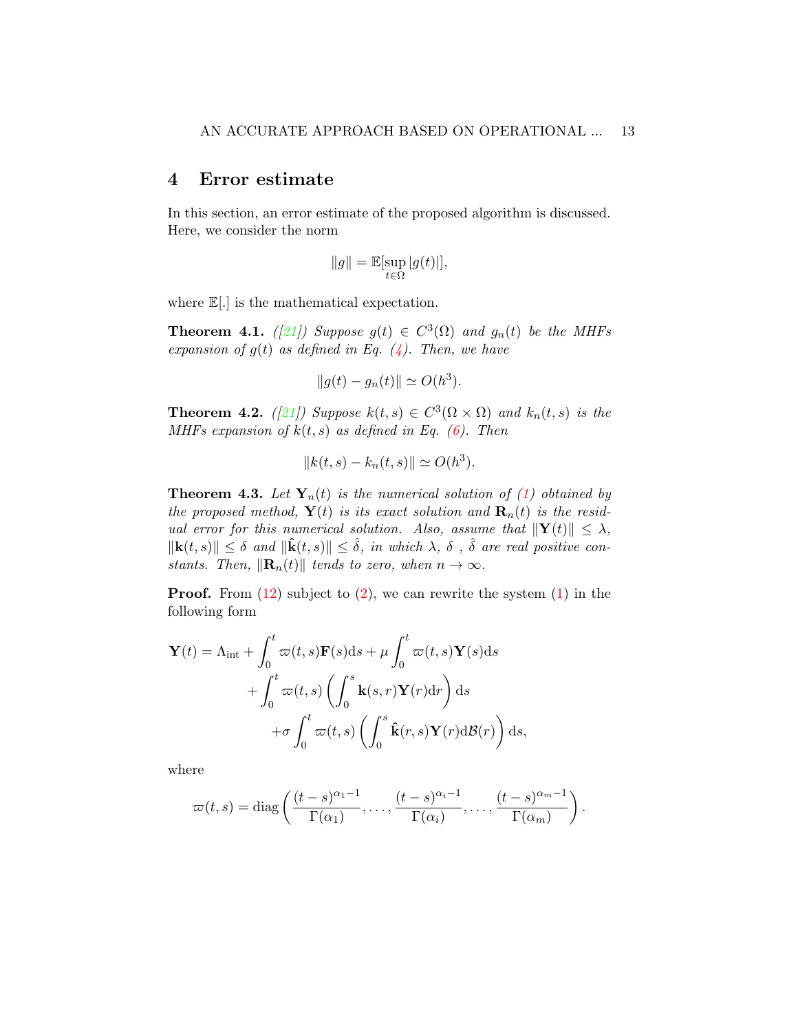## 4 Error estimate

In this section, an error estimate of the proposed algorithm is discussed. Here, we consider the norm

$$\|g\| = \mathbb{E}[\sup_{t\in\Omega} |g(t)|],$$

where $\mathbb{E}[.]$ is the mathematical expectation.

**Theorem 4.1.** *([21]) Suppose $g(t) \in C^3(\Omega)$ and $g_n(t)$ be the MHFs expansion of $g(t)$ as defined in Eq. (4). Then, we have*

$$\|g(t) - g_n(t)\| \simeq O(h^3).$$

**Theorem 4.2.** *([21]) Suppose $k(t,s) \in C^3(\Omega \times \Omega)$ and $k_n(t,s)$ is the MHFs expansion of $k(t,s)$ as defined in Eq. (6). Then*

$$\|k(t,s) - k_n(t,s)\| \simeq O(h^3).$$

**Theorem 4.3.** *Let $\mathbf{Y}_n(t)$ is the numerical solution of (1) obtained by the proposed method, $\mathbf{Y}(t)$ is its exact solution and $\mathbf{R}_n(t)$ is the residual error for this numerical solution. Also, assume that $\|\mathbf{Y}(t)\| \le \lambda$, $\|\mathbf{k}(t,s)\| \le \delta$ and $\|\hat{\mathbf{k}}(t,s)\| \le \hat{\delta}$, in which $\lambda$, $\delta$ , $\hat{\delta}$ are real positive constants. Then, $\|\mathbf{R}_n(t)\|$ tends to zero, when $n \to \infty$.*

**Proof.** From (12) subject to (2), we can rewrite the system (1) in the following form

$$\begin{aligned}
\mathbf{Y}(t) = \Lambda_{\text{int}} &+ \int_0^t \varpi(t,s)\mathbf{F}(s)\mathrm{d}s + \mu \int_0^t \varpi(t,s)\mathbf{Y}(s)\mathrm{d}s \\
&+ \int_0^t \varpi(t,s)\left(\int_0^s \mathbf{k}(s,r)\mathbf{Y}(r)\mathrm{d}r\right)\mathrm{d}s \\
&+\sigma \int_0^t \varpi(t,s)\left(\int_0^s \hat{\mathbf{k}}(r,s)\mathbf{Y}(r)\mathrm{d}\mathcal{B}(r)\right)\mathrm{d}s,
\end{aligned}$$

where

$$\varpi(t,s) = \operatorname{diag}\left(\frac{(t-s)^{\alpha_1-1}}{\Gamma(\alpha_1)}, \ldots, \frac{(t-s)^{\alpha_i-1}}{\Gamma(\alpha_i)}, \ldots, \frac{(t-s)^{\alpha_m-1}}{\Gamma(\alpha_m)}\right).$$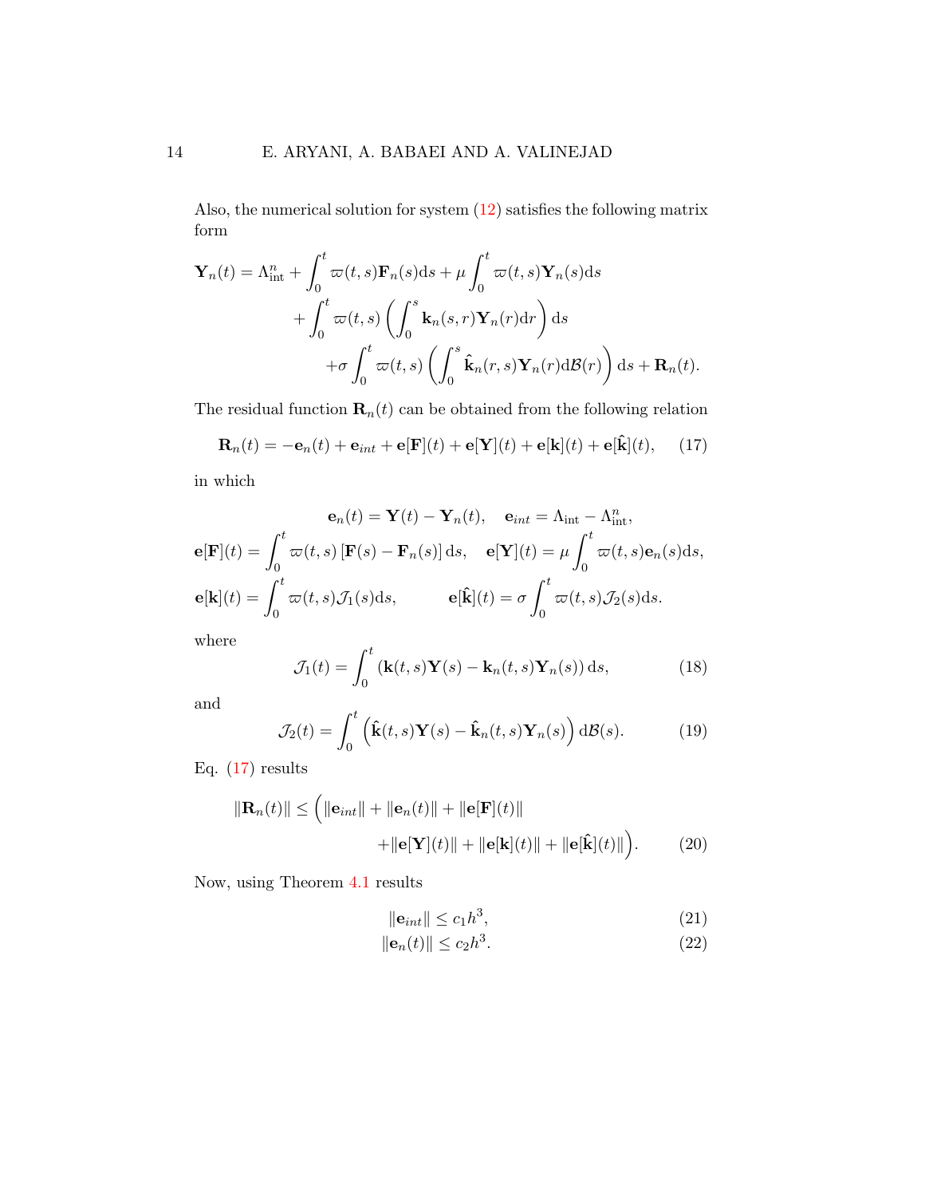Also, the numerical solution for system (12) satisfies the following matrix form

$$
\begin{aligned}
\mathbf{Y}_n(t) = \Lambda_{\text{int}}^n &+ \int_0^t \varpi(t,s)\mathbf{F}_n(s)\mathrm{d}s + \mu \int_0^t \varpi(t,s)\mathbf{Y}_n(s)\mathrm{d}s \\
&+ \int_0^t \varpi(t,s)\left(\int_0^s \mathbf{k}_n(s,r)\mathbf{Y}_n(r)\mathrm{d}r\right)\mathrm{d}s \\
&\quad + \sigma \int_0^t \varpi(t,s)\left(\int_0^s \hat{\mathbf{k}}_n(r,s)\mathbf{Y}_n(r)\mathrm{d}\mathcal{B}(r)\right)\mathrm{d}s + \mathbf{R}_n(t).
\end{aligned}
$$

The residual function $\mathbf{R}_n(t)$ can be obtained from the following relation

$$
\mathbf{R}_n(t) = -\mathbf{e}_n(t) + \mathbf{e}_{int} + \mathbf{e}[\mathbf{F}](t) + \mathbf{e}[\mathbf{Y}](t) + \mathbf{e}[\mathbf{k}](t) + \mathbf{e}[\hat{\mathbf{k}}](t), \tag{17}
$$

in which

$$
\begin{aligned}
&\mathbf{e}_n(t) = \mathbf{Y}(t) - \mathbf{Y}_n(t), \quad \mathbf{e}_{int} = \Lambda_{\text{int}} - \Lambda_{\text{int}}^n, \\
&\mathbf{e}[\mathbf{F}](t) = \int_0^t \varpi(t,s)\left[\mathbf{F}(s) - \mathbf{F}_n(s)\right]\mathrm{d}s, \quad \mathbf{e}[\mathbf{Y}](t) = \mu \int_0^t \varpi(t,s)\mathbf{e}_n(s)\mathrm{d}s, \\
&\mathbf{e}[\mathbf{k}](t) = \int_0^t \varpi(t,s)\mathcal{J}_1(s)\mathrm{d}s, \qquad \mathbf{e}[\hat{\mathbf{k}}](t) = \sigma \int_0^t \varpi(t,s)\mathcal{J}_2(s)\mathrm{d}s.
\end{aligned}
$$

where

$$
\mathcal{J}_1(t) = \int_0^t \left(\mathbf{k}(t,s)\mathbf{Y}(s) - \mathbf{k}_n(t,s)\mathbf{Y}_n(s)\right)\mathrm{d}s, \tag{18}
$$

and

$$
\mathcal{J}_2(t) = \int_0^t \left(\hat{\mathbf{k}}(t,s)\mathbf{Y}(s) - \hat{\mathbf{k}}_n(t,s)\mathbf{Y}_n(s)\right)\mathrm{d}\mathcal{B}(s). \tag{19}
$$

Eq. (17) results

$$
\begin{aligned}
\|\mathbf{R}_n(t)\| \leq \Big(&\|\mathbf{e}_{int}\| + \|\mathbf{e}_n(t)\| + \|\mathbf{e}[\mathbf{F}](t)\| \\
&+ \|\mathbf{e}[\mathbf{Y}](t)\| + \|\mathbf{e}[\mathbf{k}](t)\| + \|\mathbf{e}[\hat{\mathbf{k}}](t)\|\Big).
\end{aligned} \tag{20}
$$

Now, using Theorem 4.1 results

$$
\|\mathbf{e}_{int}\| \leq c_1 h^3, \tag{21}
$$

$$
\|\mathbf{e}_n(t)\| \leq c_2 h^3. \tag{22}
$$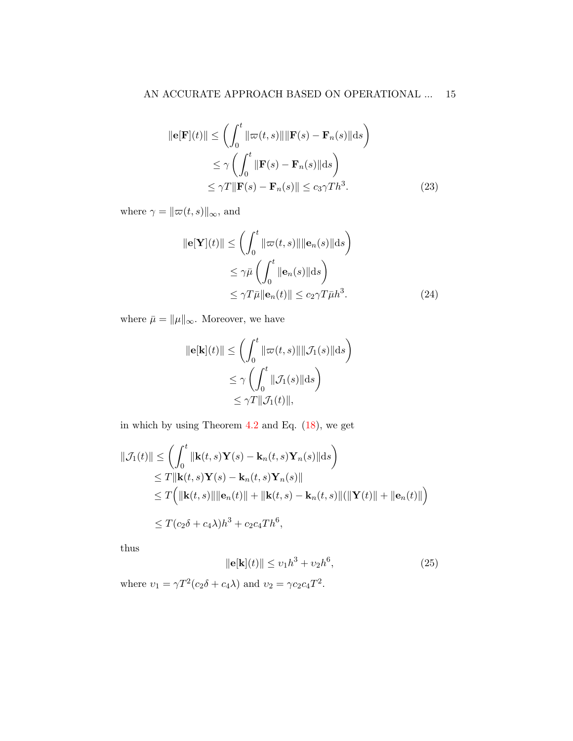$$
\begin{aligned}
\|\mathbf{e}[\mathbf{F}](t)\| &\leq \left( \int_0^t \|\varpi(t,s)\| \|\mathbf{F}(s) - \mathbf{F}_n(s)\| \mathrm{d}s \right) \\
&\leq \gamma \left( \int_0^t \|\mathbf{F}(s) - \mathbf{F}_n(s)\| \mathrm{d}s \right) \\
&\leq \gamma T \|\mathbf{F}(s) - \mathbf{F}_n(s)\| \leq c_3 \gamma T h^3. \qquad (23)
\end{aligned}
$$

where $\gamma = \|\varpi(t,s)\|_\infty$, and

$$
\begin{aligned}
\|\mathbf{e}[\mathbf{Y}](t)\| &\leq \left( \int_0^t \|\varpi(t,s)\| \|\mathbf{e}_n(s)\| \mathrm{d}s \right) \\
&\leq \gamma \bar{\mu} \left( \int_0^t \|\mathbf{e}_n(s)\| \mathrm{d}s \right) \\
&\leq \gamma T \bar{\mu} \|\mathbf{e}_n(t)\| \leq c_2 \gamma T \bar{\mu} h^3. \qquad (24)
\end{aligned}
$$

where $\bar{\mu} = \|\mu\|_\infty$. Moreover, we have

$$
\begin{aligned}
\|\mathbf{e}[\mathbf{k}](t)\| &\leq \left( \int_0^t \|\varpi(t,s)\| \|\mathcal{J}_1(s)\| \mathrm{d}s \right) \\
&\leq \gamma \left( \int_0^t \|\mathcal{J}_1(s)\| \mathrm{d}s \right) \\
&\leq \gamma T \|\mathcal{J}_1(t)\|,
\end{aligned}
$$

in which by using Theorem 4.2 and Eq. (18), we get

$$
\begin{aligned}
\|\mathcal{J}_1(t)\| &\leq \left( \int_0^t \|\mathbf{k}(t,s)\mathbf{Y}(s) - \mathbf{k}_n(t,s)\mathbf{Y}_n(s)\| \mathrm{d}s \right) \\
&\leq T \|\mathbf{k}(t,s)\mathbf{Y}(s) - \mathbf{k}_n(t,s)\mathbf{Y}_n(s)\| \\
&\leq T \Big( \|\mathbf{k}(t,s)\| \|\mathbf{e}_n(t)\| + \|\mathbf{k}(t,s) - \mathbf{k}_n(t,s)\| (\|\mathbf{Y}(t)\| + \|\mathbf{e}_n(t)\|) \Big) \\
&\leq T(c_2\delta + c_4\lambda)h^3 + c_2 c_4 T h^6,
\end{aligned}
$$

thus

$$
\|\mathbf{e}[\mathbf{k}](t)\| \leq \upsilon_1 h^3 + \upsilon_2 h^6, \qquad (25)
$$

where $\upsilon_1 = \gamma T^2 (c_2\delta + c_4\lambda)$ and $\upsilon_2 = \gamma c_2 c_4 T^2$.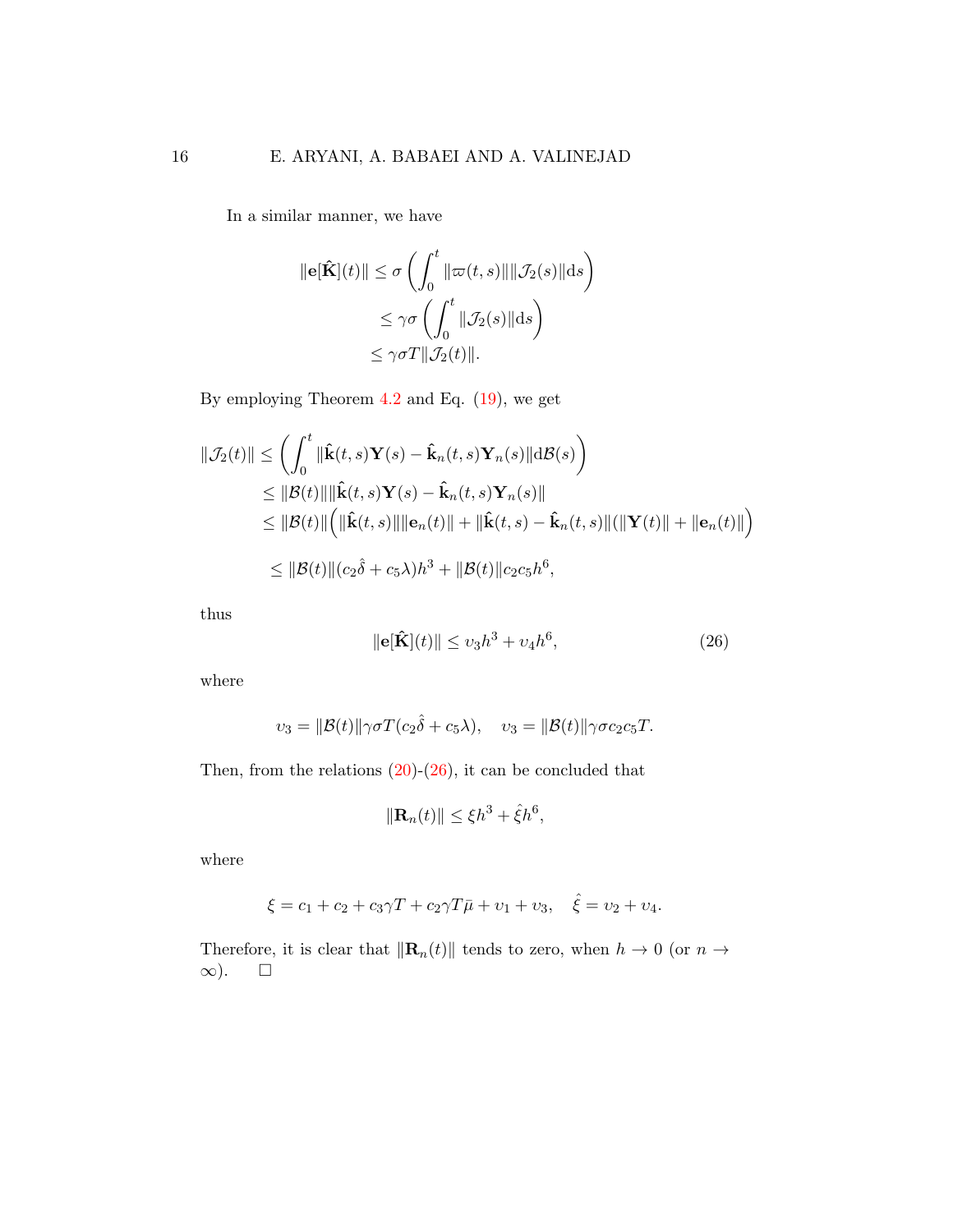In a similar manner, we have

$$
\begin{aligned}
\|\mathbf{e}[\hat{\mathbf{K}}](t)\| &\leq \sigma \left( \int_0^t \|\varpi(t,s)\| \|\mathcal{J}_2(s)\| \mathrm{d}s \right) \\
&\leq \gamma\sigma \left( \int_0^t \|\mathcal{J}_2(s)\| \mathrm{d}s \right) \\
&\leq \gamma\sigma T \|\mathcal{J}_2(t)\|.
\end{aligned}
$$

By employing Theorem 4.2 and Eq. (19), we get

$$
\begin{aligned}
\|\mathcal{J}_2(t)\| &\leq \left( \int_0^t \|\hat{\mathbf{k}}(t,s)\mathbf{Y}(s) - \hat{\mathbf{k}}_n(t,s)\mathbf{Y}_n(s)\| \mathrm{d}\mathcal{B}(s) \right) \\
&\leq \|\mathcal{B}(t)\| \|\hat{\mathbf{k}}(t,s)\mathbf{Y}(s) - \hat{\mathbf{k}}_n(t,s)\mathbf{Y}_n(s)\| \\
&\leq \|\mathcal{B}(t)\| \Big( \|\hat{\mathbf{k}}(t,s)\| \|\mathbf{e}_n(t)\| + \|\hat{\mathbf{k}}(t,s) - \hat{\mathbf{k}}_n(t,s)\| (\|\mathbf{Y}(t)\| + \|\mathbf{e}_n(t)\|) \Big) \\
&\leq \|\mathcal{B}(t)\| (c_2\hat{\delta} + c_5\lambda) h^3 + \|\mathcal{B}(t)\| c_2 c_5 h^6,
\end{aligned}
$$

thus

$$
\|\mathbf{e}[\hat{\mathbf{K}}](t)\| \leq \upsilon_3 h^3 + \upsilon_4 h^6, \tag{26}
$$

where

$$
\upsilon_3 = \|\mathcal{B}(t)\| \gamma\sigma T (c_2\hat{\delta} + c_5\lambda), \quad \upsilon_3 = \|\mathcal{B}(t)\| \gamma\sigma c_2 c_5 T.
$$

Then, from the relations (20)-(26), it can be concluded that

$$
\|\mathbf{R}_n(t)\| \leq \xi h^3 + \hat{\xi} h^6,
$$

where

$$
\xi = c_1 + c_2 + c_3\gamma T + c_2\gamma T\bar{\mu} + \upsilon_1 + \upsilon_3, \quad \hat{\xi} = \upsilon_2 + \upsilon_4.
$$

Therefore, it is clear that $\|\mathbf{R}_n(t)\|$ tends to zero, when $h \to 0$ (or $n \to \infty$). $\square$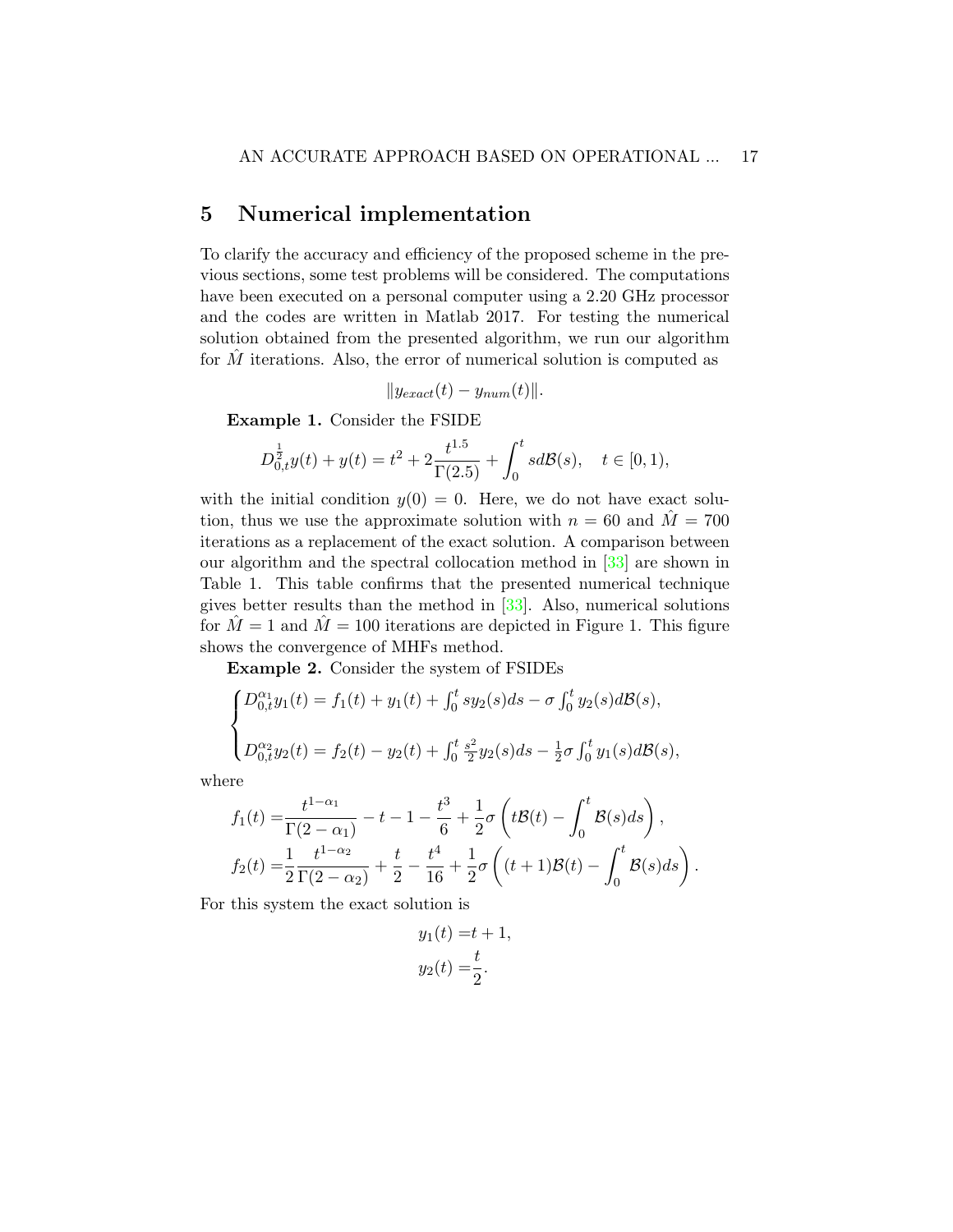## 5 Numerical implementation

To clarify the accuracy and efficiency of the proposed scheme in the previous sections, some test problems will be considered. The computations have been executed on a personal computer using a 2.20 GHz processor and the codes are written in Matlab 2017. For testing the numerical solution obtained from the presented algorithm, we run our algorithm for $\hat{M}$ iterations. Also, the error of numerical solution is computed as

$$\|y_{exact}(t) - y_{num}(t)\|.$$

**Example 1.** Consider the FSIDE

$$D_{0,t}^{\frac{1}{2}} y(t) + y(t) = t^2 + 2\frac{t^{1.5}}{\Gamma(2.5)} + \int_0^t s d\mathcal{B}(s), \quad t \in [0, 1),$$

with the initial condition $y(0) = 0$. Here, we do not have exact solution, thus we use the approximate solution with $n = 60$ and $\hat{M} = 700$ iterations as a replacement of the exact solution. A comparison between our algorithm and the spectral collocation method in [33] are shown in Table 1. This table confirms that the presented numerical technique gives better results than the method in [33]. Also, numerical solutions for $\hat{M} = 1$ and $\hat{M} = 100$ iterations are depicted in Figure 1. This figure shows the convergence of MHFs method.

**Example 2.** Consider the system of FSIDEs

$$\begin{cases} D_{0,t}^{\alpha_1} y_1(t) = f_1(t) + y_1(t) + \int_0^t s y_2(s) ds - \sigma \int_0^t y_2(s) d\mathcal{B}(s), \\ \\ D_{0,t}^{\alpha_2} y_2(t) = f_2(t) - y_2(t) + \int_0^t \frac{s^2}{2} y_2(s) ds - \frac{1}{2}\sigma \int_0^t y_1(s) d\mathcal{B}(s), \end{cases}$$

where

$$f_1(t) = \frac{t^{1-\alpha_1}}{\Gamma(2-\alpha_1)} - t - 1 - \frac{t^3}{6} + \frac{1}{2}\sigma \left( t\mathcal{B}(t) - \int_0^t \mathcal{B}(s) ds \right),$$

$$f_2(t) = \frac{1}{2} \frac{t^{1-\alpha_2}}{\Gamma(2-\alpha_2)} + \frac{t}{2} - \frac{t^4}{16} + \frac{1}{2}\sigma \left( (t+1)\mathcal{B}(t) - \int_0^t \mathcal{B}(s) ds \right).$$

For this system the exact solution is

$$y_1(t) = t + 1,$$

$$y_2(t) = \frac{t}{2}.$$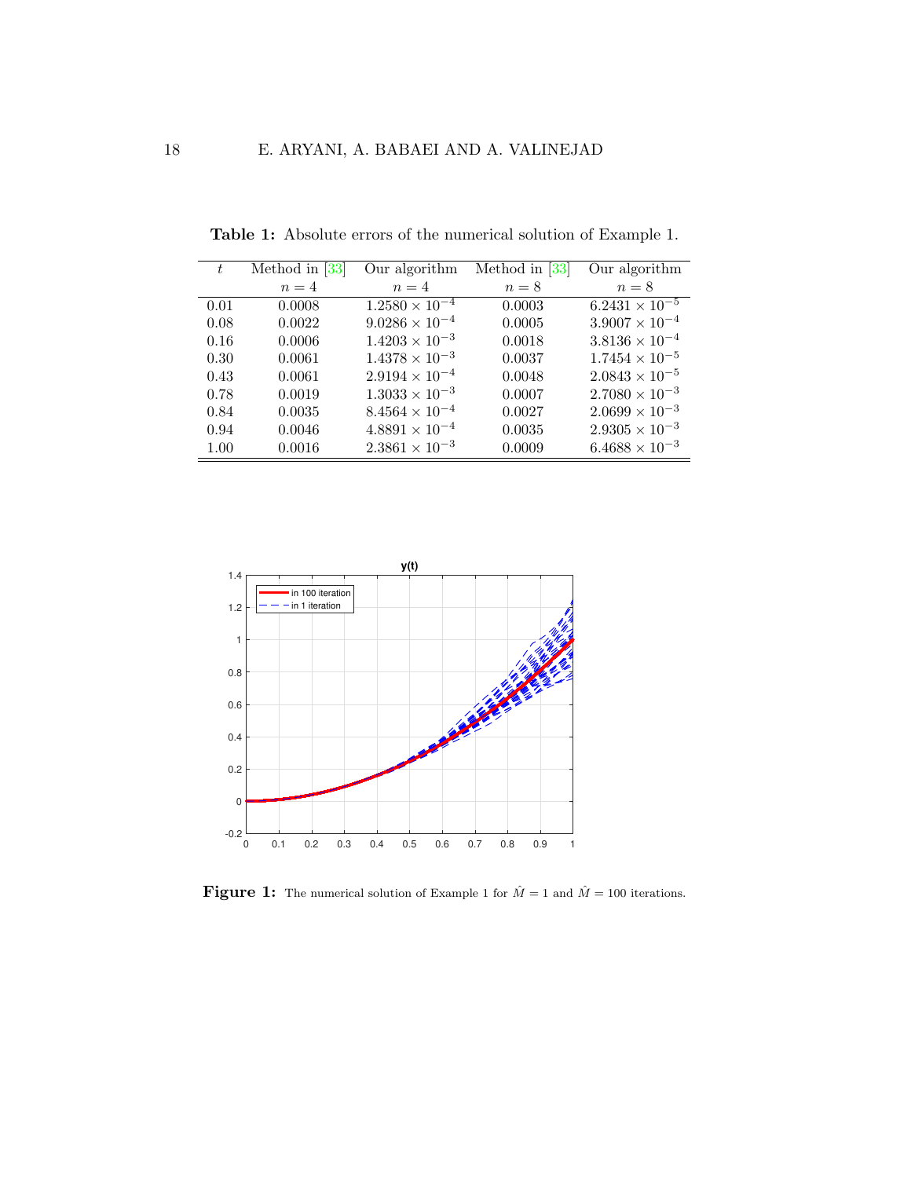**Table 1:** Absolute errors of the numerical solution of Example 1.

| $t$ | Method in [33] $n=4$ | Our algorithm $n=4$ | Method in [33] $n=8$ | Our algorithm $n=8$ |
|---|---|---|---|---|
| 0.01 | 0.0008 | $1.2580 \times 10^{-4}$ | 0.0003 | $6.2431 \times 10^{-5}$ |
| 0.08 | 0.0022 | $9.0286 \times 10^{-4}$ | 0.0005 | $3.9007 \times 10^{-4}$ |
| 0.16 | 0.0006 | $1.4203 \times 10^{-3}$ | 0.0018 | $3.8136 \times 10^{-4}$ |
| 0.30 | 0.0061 | $1.4378 \times 10^{-3}$ | 0.0037 | $1.7454 \times 10^{-5}$ |
| 0.43 | 0.0061 | $2.9194 \times 10^{-4}$ | 0.0048 | $2.0843 \times 10^{-5}$ |
| 0.78 | 0.0019 | $1.3033 \times 10^{-3}$ | 0.0007 | $2.7080 \times 10^{-3}$ |
| 0.84 | 0.0035 | $8.4564 \times 10^{-4}$ | 0.0027 | $2.0699 \times 10^{-3}$ |
| 0.94 | 0.0046 | $4.8891 \times 10^{-4}$ | 0.0035 | $2.9305 \times 10^{-3}$ |
| 1.00 | 0.0016 | $2.3861 \times 10^{-3}$ | 0.0009 | $6.4688 \times 10^{-3}$ |

**Figure 1:** The numerical solution of Example 1 for $\hat{M} = 1$ and $\hat{M} = 100$ iterations.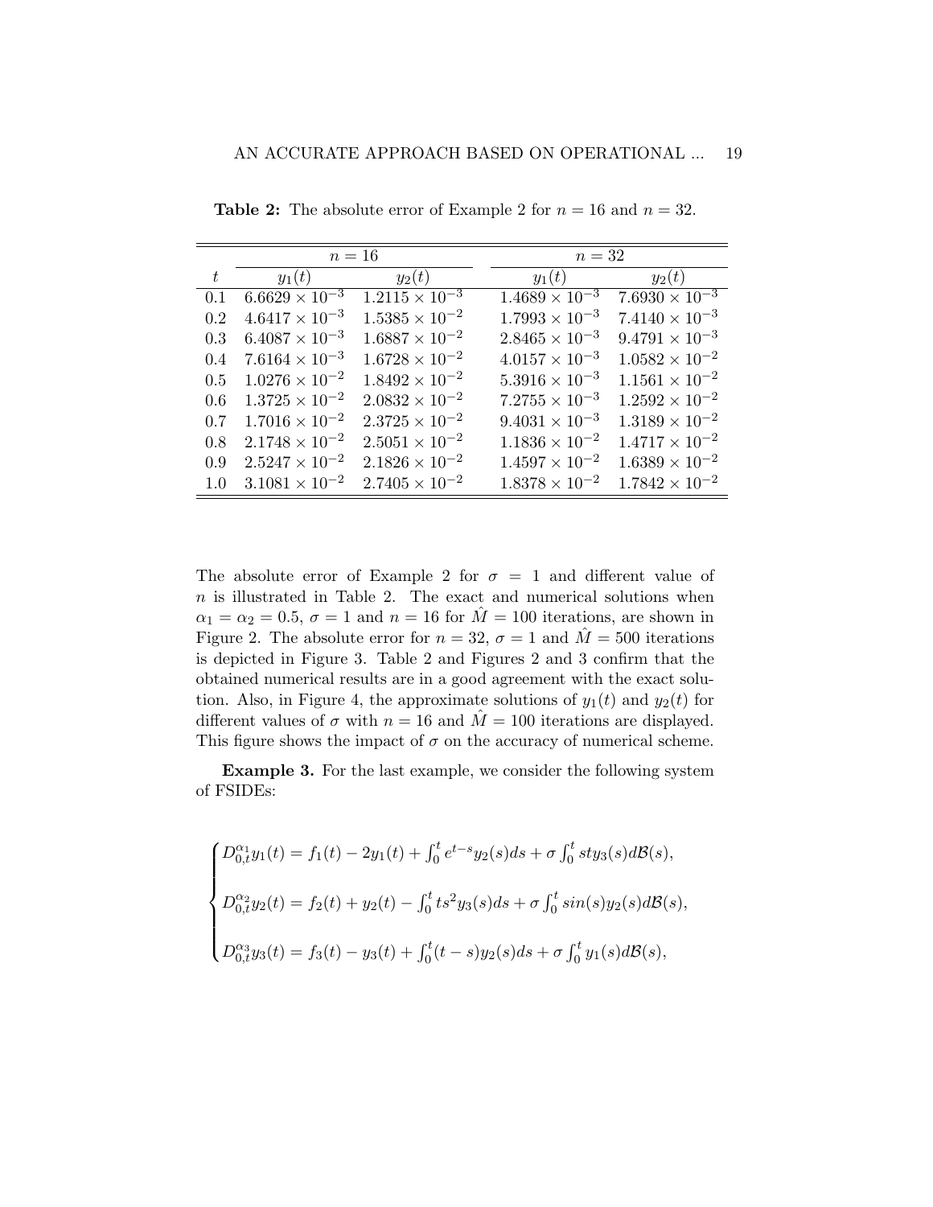**Table 2:** The absolute error of Example 2 for $n = 16$ and $n = 32$.

| | $n = 16$ | | $n = 32$ | |
|---|---|---|---|---|
| $t$ | $y_1(t)$ | $y_2(t)$ | $y_1(t)$ | $y_2(t)$ |
| 0.1 | $6.6629 \times 10^{-3}$ | $1.2115 \times 10^{-3}$ | $1.4689 \times 10^{-3}$ | $7.6930 \times 10^{-3}$ |
| 0.2 | $4.6417 \times 10^{-3}$ | $1.5385 \times 10^{-2}$ | $1.7993 \times 10^{-3}$ | $7.4140 \times 10^{-3}$ |
| 0.3 | $6.4087 \times 10^{-3}$ | $1.6887 \times 10^{-2}$ | $2.8465 \times 10^{-3}$ | $9.4791 \times 10^{-3}$ |
| 0.4 | $7.6164 \times 10^{-3}$ | $1.6728 \times 10^{-2}$ | $4.0157 \times 10^{-3}$ | $1.0582 \times 10^{-2}$ |
| 0.5 | $1.0276 \times 10^{-2}$ | $1.8492 \times 10^{-2}$ | $5.3916 \times 10^{-3}$ | $1.1561 \times 10^{-2}$ |
| 0.6 | $1.3725 \times 10^{-2}$ | $2.0832 \times 10^{-2}$ | $7.2755 \times 10^{-3}$ | $1.2592 \times 10^{-2}$ |
| 0.7 | $1.7016 \times 10^{-2}$ | $2.3725 \times 10^{-2}$ | $9.4031 \times 10^{-3}$ | $1.3189 \times 10^{-2}$ |
| 0.8 | $2.1748 \times 10^{-2}$ | $2.5051 \times 10^{-2}$ | $1.1836 \times 10^{-2}$ | $1.4717 \times 10^{-2}$ |
| 0.9 | $2.5247 \times 10^{-2}$ | $2.1826 \times 10^{-2}$ | $1.4597 \times 10^{-2}$ | $1.6389 \times 10^{-2}$ |
| 1.0 | $3.1081 \times 10^{-2}$ | $2.7405 \times 10^{-2}$ | $1.8378 \times 10^{-2}$ | $1.7842 \times 10^{-2}$ |

The absolute error of Example 2 for $\sigma = 1$ and different value of $n$ is illustrated in Table 2. The exact and numerical solutions when $\alpha_1 = \alpha_2 = 0.5$, $\sigma = 1$ and $n = 16$ for $\hat{M} = 100$ iterations, are shown in Figure 2. The absolute error for $n = 32$, $\sigma = 1$ and $\hat{M} = 500$ iterations is depicted in Figure 3. Table 2 and Figures 2 and 3 confirm that the obtained numerical results are in a good agreement with the exact solution. Also, in Figure 4, the approximate solutions of $y_1(t)$ and $y_2(t)$ for different values of $\sigma$ with $n = 16$ and $\hat{M} = 100$ iterations are displayed. This figure shows the impact of $\sigma$ on the accuracy of numerical scheme.

**Example 3.** For the last example, we consider the following system of FSIDEs:

$$
\begin{cases}
D_{0,t}^{\alpha_1} y_1(t) = f_1(t) - 2y_1(t) + \int_0^t e^{t-s} y_2(s) ds + \sigma \int_0^t st y_3(s) d\mathcal{B}(s), \\
D_{0,t}^{\alpha_2} y_2(t) = f_2(t) + y_2(t) - \int_0^t ts^2 y_3(s) ds + \sigma \int_0^t sin(s) y_2(s) d\mathcal{B}(s), \\
D_{0,t}^{\alpha_3} y_3(t) = f_3(t) - y_3(t) + \int_0^t (t-s) y_2(s) ds + \sigma \int_0^t y_1(s) d\mathcal{B}(s),
\end{cases}
$$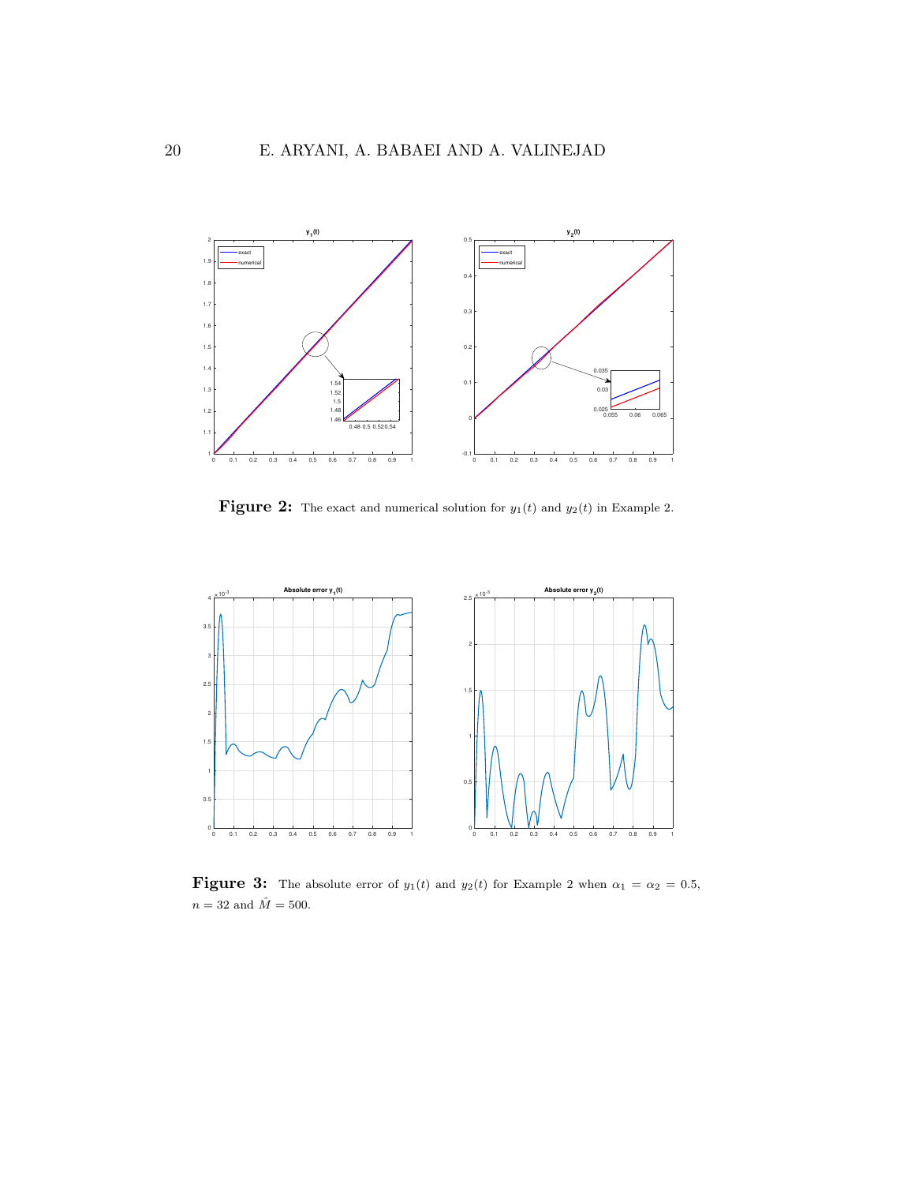**Figure 2:** The exact and numerical solution for $y_1(t)$ and $y_2(t)$ in Example 2.

**Figure 3:** The absolute error of $y_1(t)$ and $y_2(t)$ for Example 2 when $\alpha_1 = \alpha_2 = 0.5$, $n = 32$ and $\hat{M} = 500$.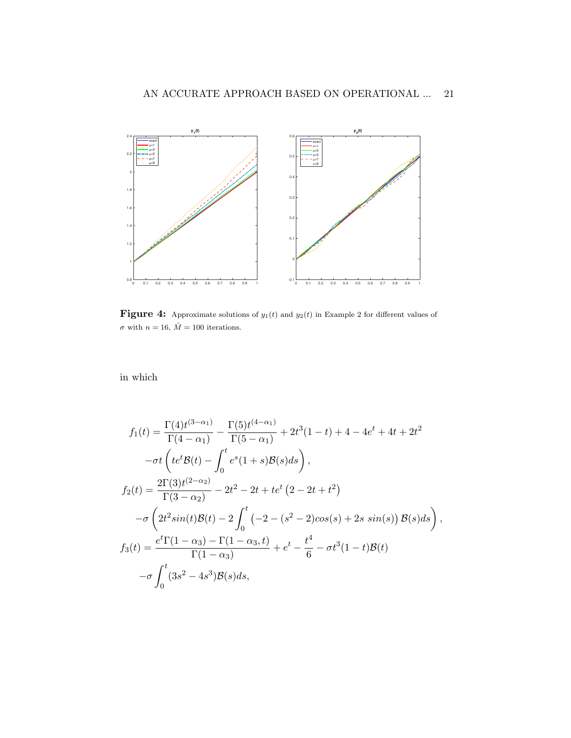**Figure 4:** Approximate solutions of $y_1(t)$ and $y_2(t)$ in Example 2 for different values of $\sigma$ with $n = 16$, $\hat{M} = 100$ iterations.

in which

$$
\begin{aligned}
f_1(t) &= \frac{\Gamma(4)t^{(3-\alpha_1)}}{\Gamma(4-\alpha_1)} - \frac{\Gamma(5)t^{(4-\alpha_1)}}{\Gamma(5-\alpha_1)} + 2t^3(1-t) + 4 - 4e^t + 4t + 2t^2 \\
&\quad -\sigma t\left(te^t\mathcal{B}(t) - \int_0^t e^s(1+s)\mathcal{B}(s)ds\right), \\
f_2(t) &= \frac{2\Gamma(3)t^{(2-\alpha_2)}}{\Gamma(3-\alpha_2)} - 2t^2 - 2t + te^t\left(2 - 2t + t^2\right) \\
&\quad -\sigma\left(2t^2 sin(t)\mathcal{B}(t) - 2\int_0^t \left(-2 - (s^2-2)cos(s) + 2s\ sin(s)\right)\mathcal{B}(s)ds\right), \\
f_3(t) &= \frac{e^t\Gamma(1-\alpha_3) - \Gamma(1-\alpha_3, t)}{\Gamma(1-\alpha_3)} + e^t - \frac{t^4}{6} - \sigma t^3(1-t)\mathcal{B}(t) \\
&\quad -\sigma\int_0^t (3s^2 - 4s^3)\mathcal{B}(s)ds,
\end{aligned}
$$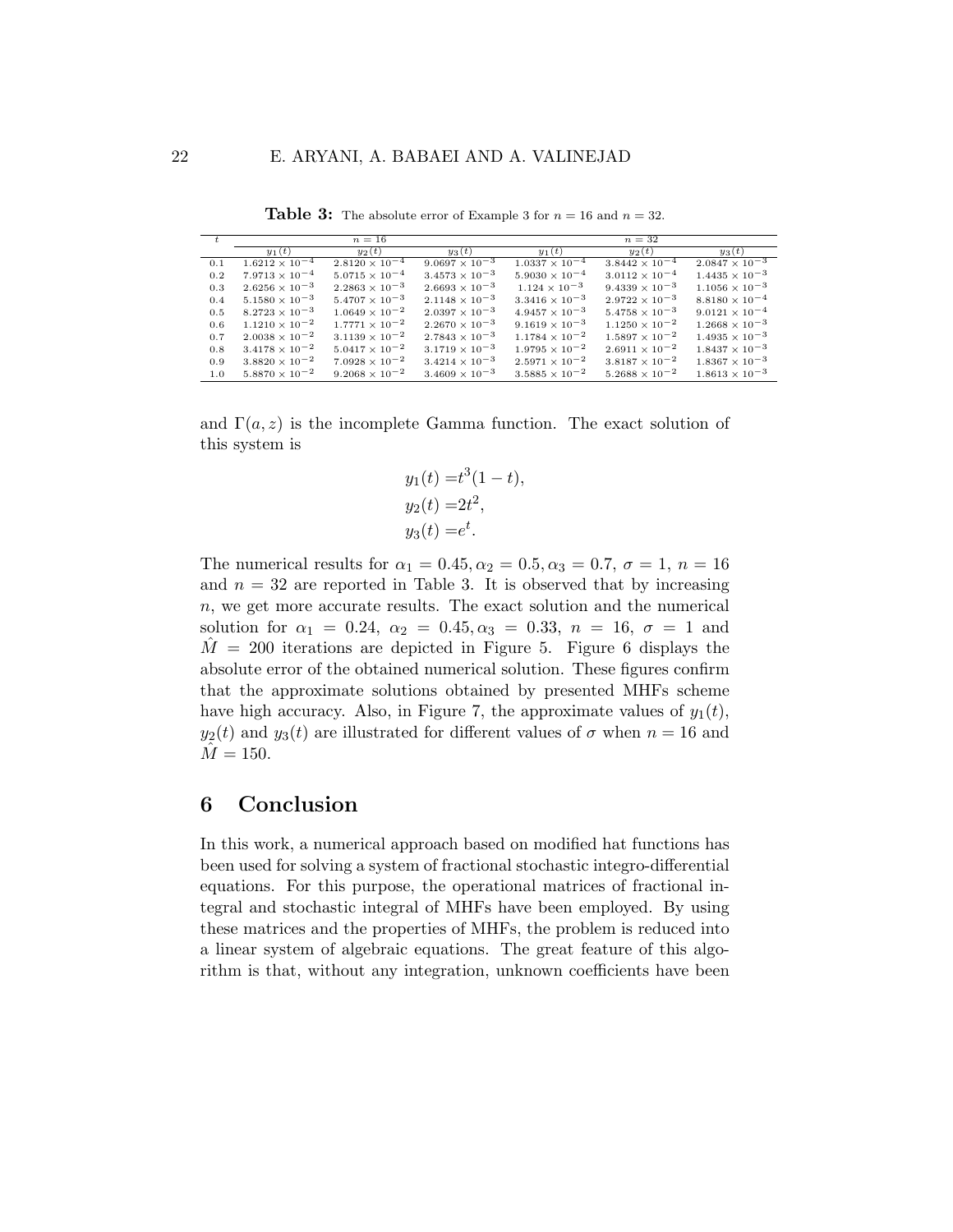**Table 3:** The absolute error of Example 3 for $n = 16$ and $n = 32$.

| $t$ | $n = 16$ | | | $n = 32$ | | |
|---|---|---|---|---|---|---|
| | $y_1(t)$ | $y_2(t)$ | $y_3(t)$ | $y_1(t)$ | $y_2(t)$ | $y_3(t)$ |
| 0.1 | $1.6212 \times 10^{-4}$ | $2.8120 \times 10^{-4}$ | $9.0697 \times 10^{-3}$ | $1.0337 \times 10^{-4}$ | $3.8442 \times 10^{-4}$ | $2.0847 \times 10^{-3}$ |
| 0.2 | $7.9713 \times 10^{-4}$ | $5.0715 \times 10^{-4}$ | $3.4573 \times 10^{-3}$ | $5.9030 \times 10^{-4}$ | $3.0112 \times 10^{-4}$ | $1.4435 \times 10^{-3}$ |
| 0.3 | $2.6256 \times 10^{-3}$ | $2.2863 \times 10^{-3}$ | $2.6693 \times 10^{-3}$ | $1.124 \times 10^{-3}$ | $9.4339 \times 10^{-3}$ | $1.1056 \times 10^{-3}$ |
| 0.4 | $5.1580 \times 10^{-3}$ | $5.4707 \times 10^{-3}$ | $2.1148 \times 10^{-3}$ | $3.3416 \times 10^{-3}$ | $2.9722 \times 10^{-3}$ | $8.8180 \times 10^{-4}$ |
| 0.5 | $8.2723 \times 10^{-3}$ | $1.0649 \times 10^{-2}$ | $2.0397 \times 10^{-3}$ | $4.9457 \times 10^{-3}$ | $5.4758 \times 10^{-3}$ | $9.0121 \times 10^{-4}$ |
| 0.6 | $1.1210 \times 10^{-2}$ | $1.7771 \times 10^{-2}$ | $2.2670 \times 10^{-3}$ | $9.1619 \times 10^{-3}$ | $1.1250 \times 10^{-2}$ | $1.2668 \times 10^{-3}$ |
| 0.7 | $2.0038 \times 10^{-2}$ | $3.1139 \times 10^{-2}$ | $2.7843 \times 10^{-3}$ | $1.1784 \times 10^{-2}$ | $1.5897 \times 10^{-2}$ | $1.4935 \times 10^{-3}$ |
| 0.8 | $3.4178 \times 10^{-2}$ | $5.0417 \times 10^{-2}$ | $3.1719 \times 10^{-3}$ | $1.9795 \times 10^{-2}$ | $2.6911 \times 10^{-2}$ | $1.8437 \times 10^{-3}$ |
| 0.9 | $3.8820 \times 10^{-2}$ | $7.0928 \times 10^{-2}$ | $3.4214 \times 10^{-3}$ | $2.5971 \times 10^{-2}$ | $3.8187 \times 10^{-2}$ | $1.8367 \times 10^{-3}$ |
| 1.0 | $5.8870 \times 10^{-2}$ | $9.2068 \times 10^{-2}$ | $3.4609 \times 10^{-3}$ | $3.5885 \times 10^{-2}$ | $5.2688 \times 10^{-2}$ | $1.8613 \times 10^{-3}$ |

and $\Gamma(a, z)$ is the incomplete Gamma function. The exact solution of this system is

$$y_1(t) = t^3(1-t),$$
$$y_2(t) = 2t^2,$$
$$y_3(t) = e^t.$$

The numerical results for $\alpha_1 = 0.45, \alpha_2 = 0.5, \alpha_3 = 0.7$, $\sigma = 1$, $n = 16$ and $n = 32$ are reported in Table 3. It is observed that by increasing $n$, we get more accurate results. The exact solution and the numerical solution for $\alpha_1 = 0.24$, $\alpha_2 = 0.45, \alpha_3 = 0.33$, $n = 16$, $\sigma = 1$ and $\hat{M} = 200$ iterations are depicted in Figure 5. Figure 6 displays the absolute error of the obtained numerical solution. These figures confirm that the approximate solutions obtained by presented MHFs scheme have high accuracy. Also, in Figure 7, the approximate values of $y_1(t)$, $y_2(t)$ and $y_3(t)$ are illustrated for different values of $\sigma$ when $n = 16$ and $\hat{M} = 150$.

## 6 Conclusion

In this work, a numerical approach based on modified hat functions has been used for solving a system of fractional stochastic integro-differential equations. For this purpose, the operational matrices of fractional integral and stochastic integral of MHFs have been employed. By using these matrices and the properties of MHFs, the problem is reduced into a linear system of algebraic equations. The great feature of this algorithm is that, without any integration, unknown coefficients have been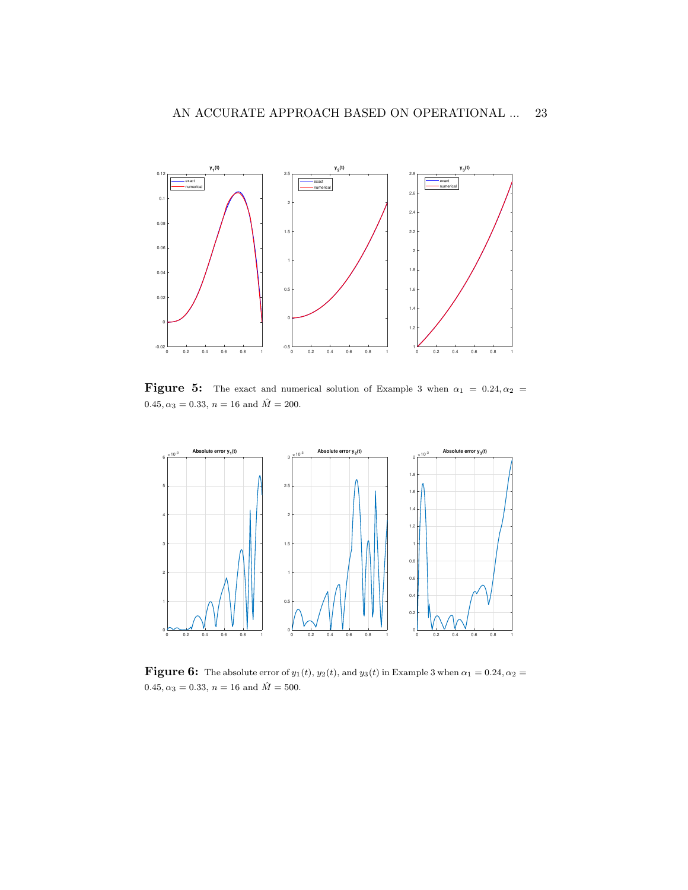**Figure 5:** The exact and numerical solution of Example 3 when $\alpha_1 = 0.24, \alpha_2 = 0.45, \alpha_3 = 0.33$, $n = 16$ and $\hat{M} = 200$.

**Figure 6:** The absolute error of $y_1(t)$, $y_2(t)$, and $y_3(t)$ in Example 3 when $\alpha_1 = 0.24, \alpha_2 = 0.45, \alpha_3 = 0.33$, $n = 16$ and $\hat{M} = 500$.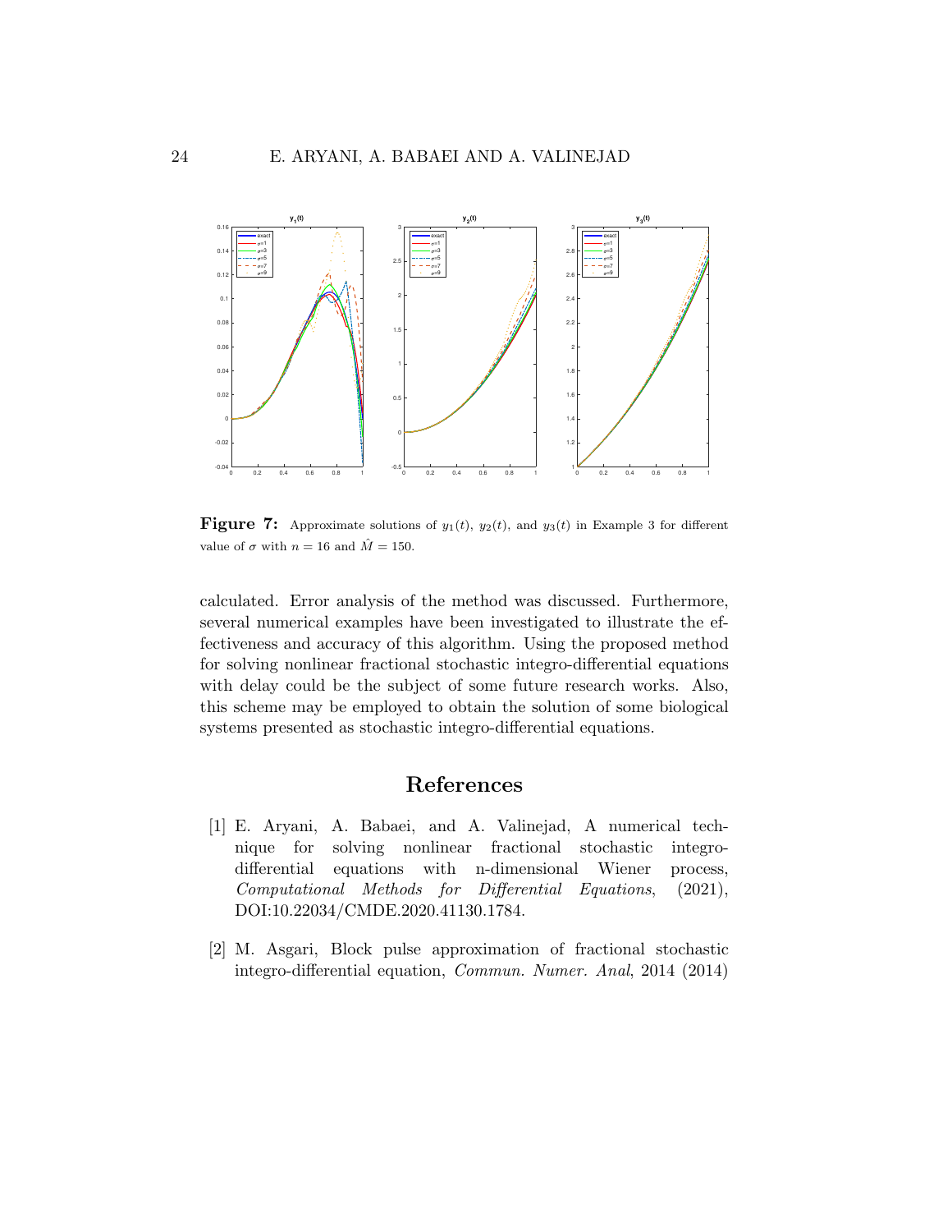**Figure 7:** Approximate solutions of $y_1(t)$, $y_2(t)$, and $y_3(t)$ in Example 3 for different value of $\sigma$ with $n = 16$ and $\hat{M} = 150$.

calculated. Error analysis of the method was discussed. Furthermore, several numerical examples have been investigated to illustrate the effectiveness and accuracy of this algorithm. Using the proposed method for solving nonlinear fractional stochastic integro-differential equations with delay could be the subject of some future research works. Also, this scheme may be employed to obtain the solution of some biological systems presented as stochastic integro-differential equations.

## References

[1] E. Aryani, A. Babaei, and A. Valinejad, A numerical technique for solving nonlinear fractional stochastic integro-differential equations with n-dimensional Wiener process, *Computational Methods for Differential Equations*, (2021), DOI:10.22034/CMDE.2020.41130.1784.

[2] M. Asgari, Block pulse approximation of fractional stochastic integro-differential equation, *Commun. Numer. Anal*, 2014 (2014)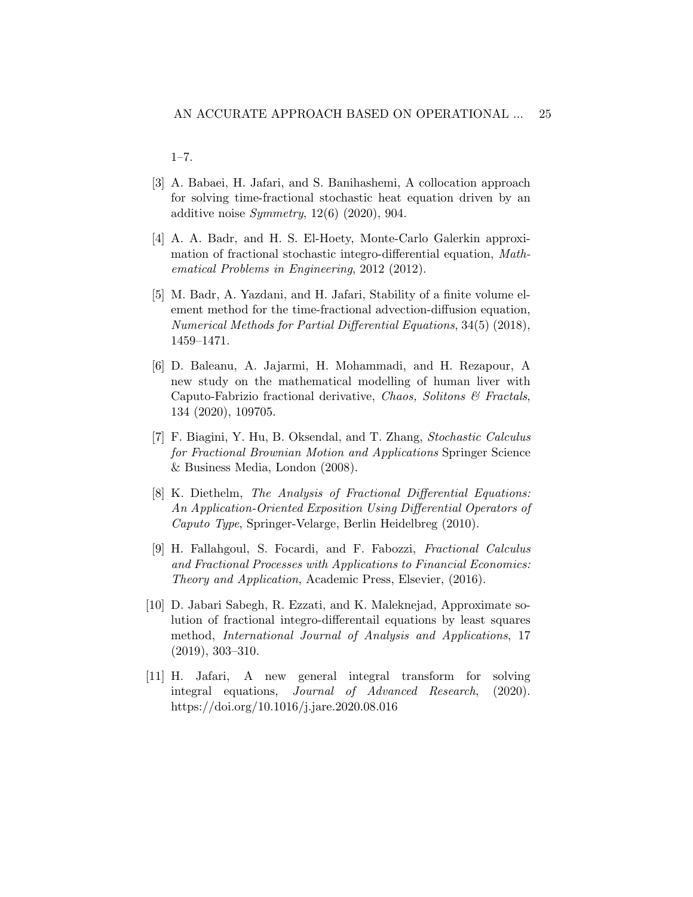1–7.

[3] A. Babaei, H. Jafari, and S. Banihashemi, A collocation approach for solving time-fractional stochastic heat equation driven by an additive noise *Symmetry*, 12(6) (2020), 904.

[4] A. A. Badr, and H. S. El-Hoety, Monte-Carlo Galerkin approximation of fractional stochastic integro-differential equation, *Mathematical Problems in Engineering*, 2012 (2012).

[5] M. Badr, A. Yazdani, and H. Jafari, Stability of a finite volume element method for the time-fractional advection-diffusion equation, *Numerical Methods for Partial Differential Equations*, 34(5) (2018), 1459–1471.

[6] D. Baleanu, A. Jajarmi, H. Mohammadi, and H. Rezapour, A new study on the mathematical modelling of human liver with Caputo-Fabrizio fractional derivative, *Chaos, Solitons & Fractals*, 134 (2020), 109705.

[7] F. Biagini, Y. Hu, B. Oksendal, and T. Zhang, *Stochastic Calculus for Fractional Brownian Motion and Applications* Springer Science & Business Media, London (2008).

[8] K. Diethelm, *The Analysis of Fractional Differential Equations: An Application-Oriented Exposition Using Differential Operators of Caputo Type*, Springer-Velarge, Berlin Heidelbreg (2010).

[9] H. Fallahgoul, S. Focardi, and F. Fabozzi, *Fractional Calculus and Fractional Processes with Applications to Financial Economics: Theory and Application*, Academic Press, Elsevier, (2016).

[10] D. Jabari Sabegh, R. Ezzati, and K. Maleknejad, Approximate solution of fractional integro-differentail equations by least squares method, *International Journal of Analysis and Applications*, 17 (2019), 303–310.

[11] H. Jafari, A new general integral transform for solving integral equations, *Journal of Advanced Research*, (2020). https://doi.org/10.1016/j.jare.2020.08.016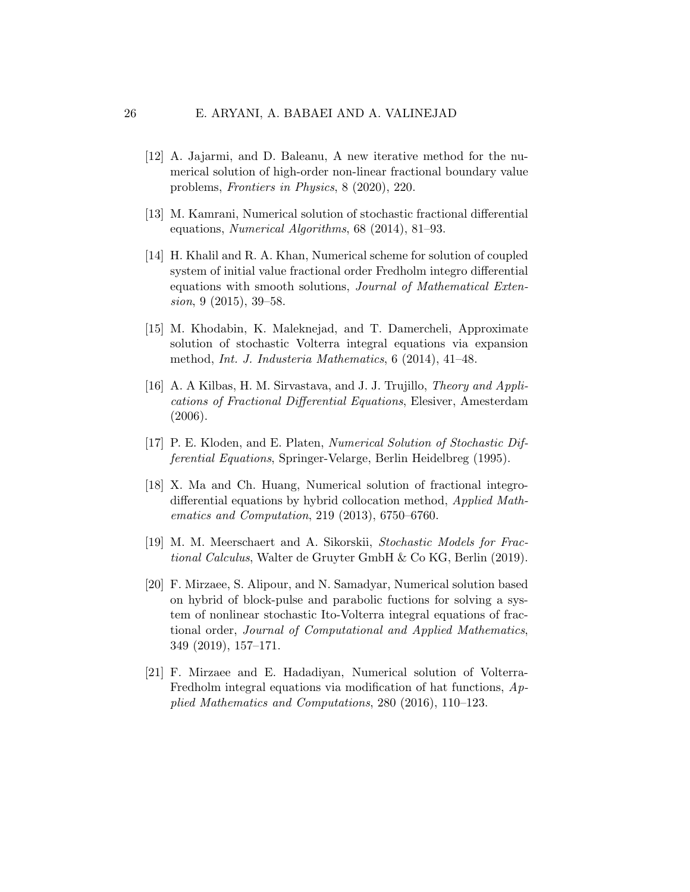[12] A. Jajarmi, and D. Baleanu, A new iterative method for the numerical solution of high-order non-linear fractional boundary value problems, *Frontiers in Physics*, 8 (2020), 220.

[13] M. Kamrani, Numerical solution of stochastic fractional differential equations, *Numerical Algorithms*, 68 (2014), 81–93.

[14] H. Khalil and R. A. Khan, Numerical scheme for solution of coupled system of initial value fractional order Fredholm integro differential equations with smooth solutions, *Journal of Mathematical Extension*, 9 (2015), 39–58.

[15] M. Khodabin, K. Maleknejad, and T. Damercheli, Approximate solution of stochastic Volterra integral equations via expansion method, *Int. J. Industeria Mathematics*, 6 (2014), 41–48.

[16] A. A Kilbas, H. M. Sirvastava, and J. J. Trujillo, *Theory and Applications of Fractional Differential Equations*, Elesiver, Amesterdam (2006).

[17] P. E. Kloden, and E. Platen, *Numerical Solution of Stochastic Differential Equations*, Springer-Velarge, Berlin Heidelbreg (1995).

[18] X. Ma and Ch. Huang, Numerical solution of fractional integro-differential equations by hybrid collocation method, *Applied Mathematics and Computation*, 219 (2013), 6750–6760.

[19] M. M. Meerschaert and A. Sikorskii, *Stochastic Models for Fractional Calculus*, Walter de Gruyter GmbH & Co KG, Berlin (2019).

[20] F. Mirzaee, S. Alipour, and N. Samadyar, Numerical solution based on hybrid of block-pulse and parabolic fuctions for solving a system of nonlinear stochastic Ito-Volterra integral equations of fractional order, *Journal of Computational and Applied Mathematics*, 349 (2019), 157–171.

[21] F. Mirzaee and E. Hadadiyan, Numerical solution of Volterra-Fredholm integral equations via modification of hat functions, *Applied Mathematics and Computations*, 280 (2016), 110–123.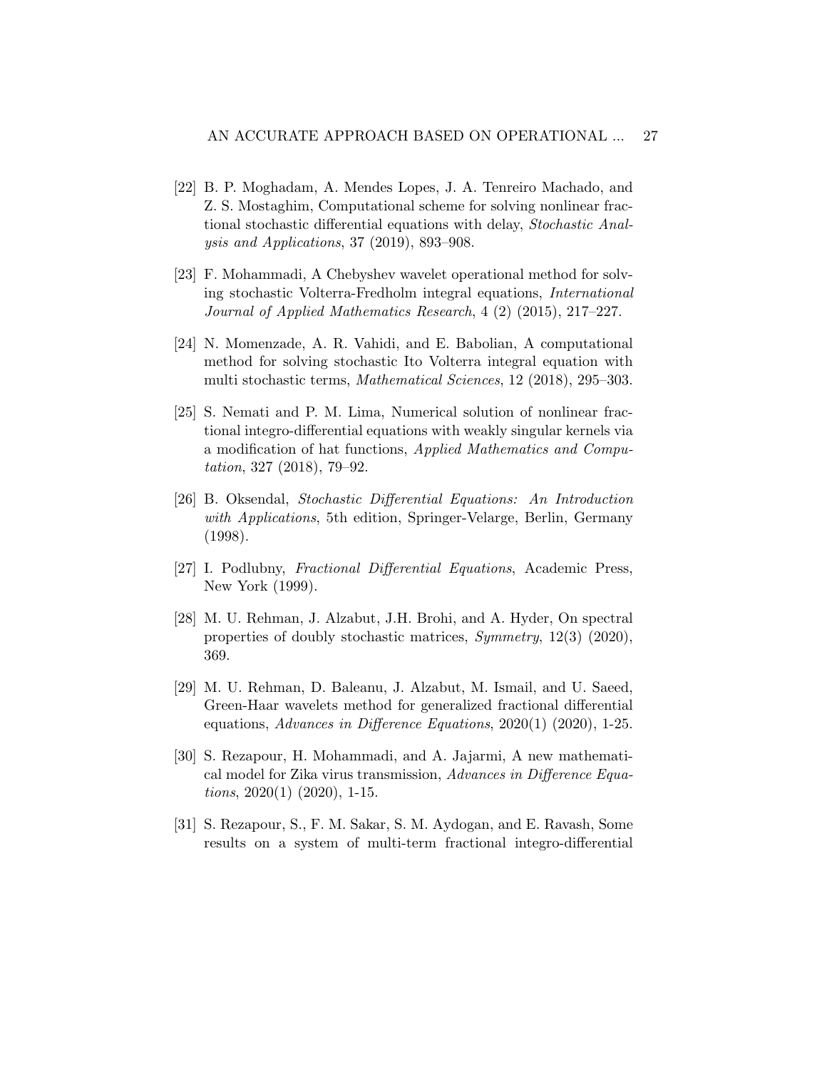[22] B. P. Moghadam, A. Mendes Lopes, J. A. Tenreiro Machado, and Z. S. Mostaghim, Computational scheme for solving nonlinear fractional stochastic differential equations with delay, *Stochastic Analysis and Applications*, 37 (2019), 893–908.

[23] F. Mohammadi, A Chebyshev wavelet operational method for solving stochastic Volterra-Fredholm integral equations, *International Journal of Applied Mathematics Research*, 4 (2) (2015), 217–227.

[24] N. Momenzade, A. R. Vahidi, and E. Babolian, A computational method for solving stochastic Ito Volterra integral equation with multi stochastic terms, *Mathematical Sciences*, 12 (2018), 295–303.

[25] S. Nemati and P. M. Lima, Numerical solution of nonlinear fractional integro-differential equations with weakly singular kernels via a modification of hat functions, *Applied Mathematics and Computation*, 327 (2018), 79–92.

[26] B. Oksendal, *Stochastic Differential Equations: An Introduction with Applications*, 5th edition, Springer-Velarge, Berlin, Germany (1998).

[27] I. Podlubny, *Fractional Differential Equations*, Academic Press, New York (1999).

[28] M. U. Rehman, J. Alzabut, J.H. Brohi, and A. Hyder, On spectral properties of doubly stochastic matrices, *Symmetry*, 12(3) (2020), 369.

[29] M. U. Rehman, D. Baleanu, J. Alzabut, M. Ismail, and U. Saeed, Green-Haar wavelets method for generalized fractional differential equations, *Advances in Difference Equations*, 2020(1) (2020), 1-25.

[30] S. Rezapour, H. Mohammadi, and A. Jajarmi, A new mathematical model for Zika virus transmission, *Advances in Difference Equations*, 2020(1) (2020), 1-15.

[31] S. Rezapour, S., F. M. Sakar, S. M. Aydogan, and E. Ravash, Some results on a system of multi-term fractional integro-differential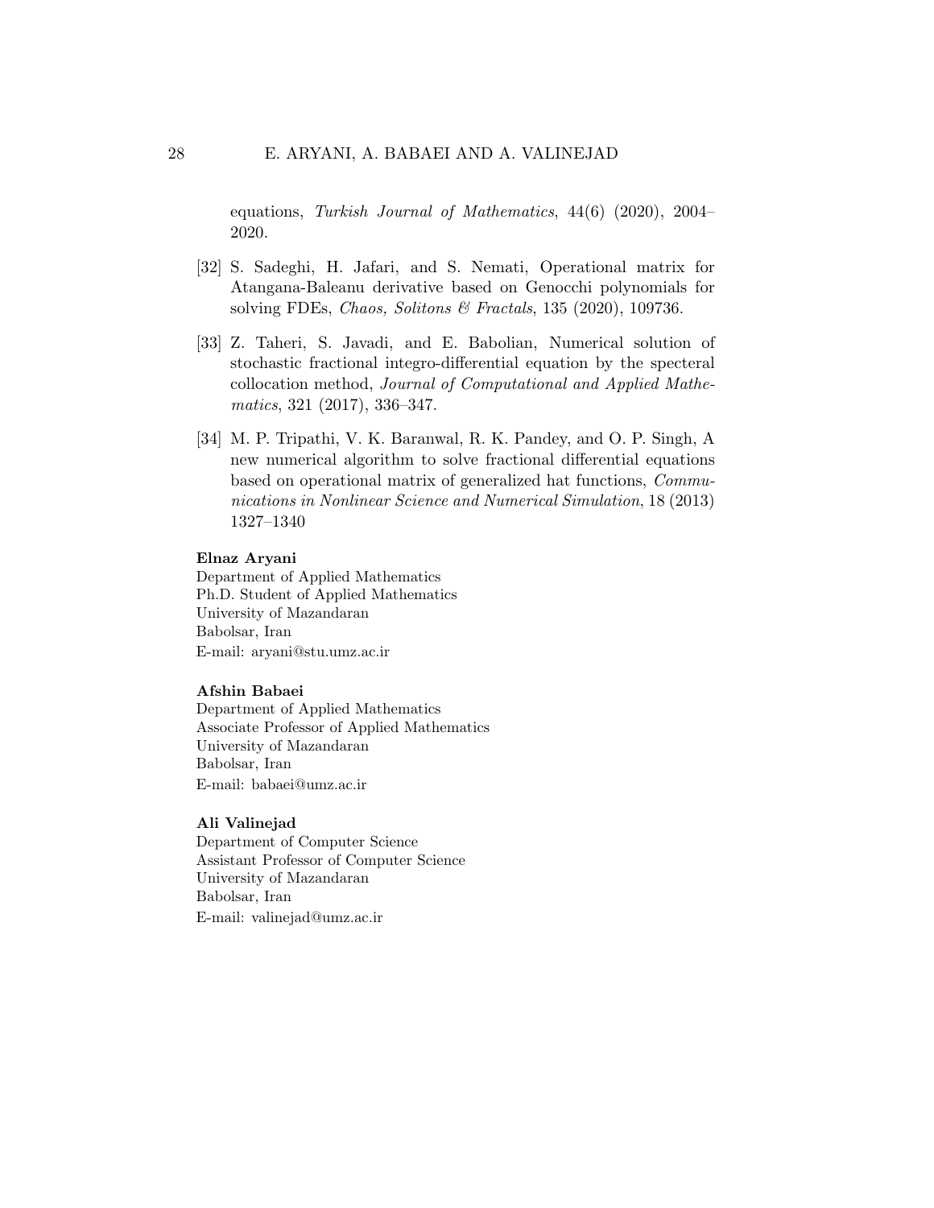equations, *Turkish Journal of Mathematics*, 44(6) (2020), 2004–2020.

[32] S. Sadeghi, H. Jafari, and S. Nemati, Operational matrix for Atangana-Baleanu derivative based on Genocchi polynomials for solving FDEs, *Chaos, Solitons & Fractals*, 135 (2020), 109736.

[33] Z. Taheri, S. Javadi, and E. Babolian, Numerical solution of stochastic fractional integro-differential equation by the specteral collocation method, *Journal of Computational and Applied Mathematics*, 321 (2017), 336–347.

[34] M. P. Tripathi, V. K. Baranwal, R. K. Pandey, and O. P. Singh, A new numerical algorithm to solve fractional differential equations based on operational matrix of generalized hat functions, *Communications in Nonlinear Science and Numerical Simulation*, 18 (2013) 1327–1340

**Elnaz Aryani**
Department of Applied Mathematics
Ph.D. Student of Applied Mathematics
University of Mazandaran
Babolsar, Iran
E-mail: aryani@stu.umz.ac.ir

**Afshin Babaei**
Department of Applied Mathematics
Associate Professor of Applied Mathematics
University of Mazandaran
Babolsar, Iran
E-mail: babaei@umz.ac.ir

**Ali Valinejad**
Department of Computer Science
Assistant Professor of Computer Science
University of Mazandaran
Babolsar, Iran
E-mail: valinejad@umz.ac.ir